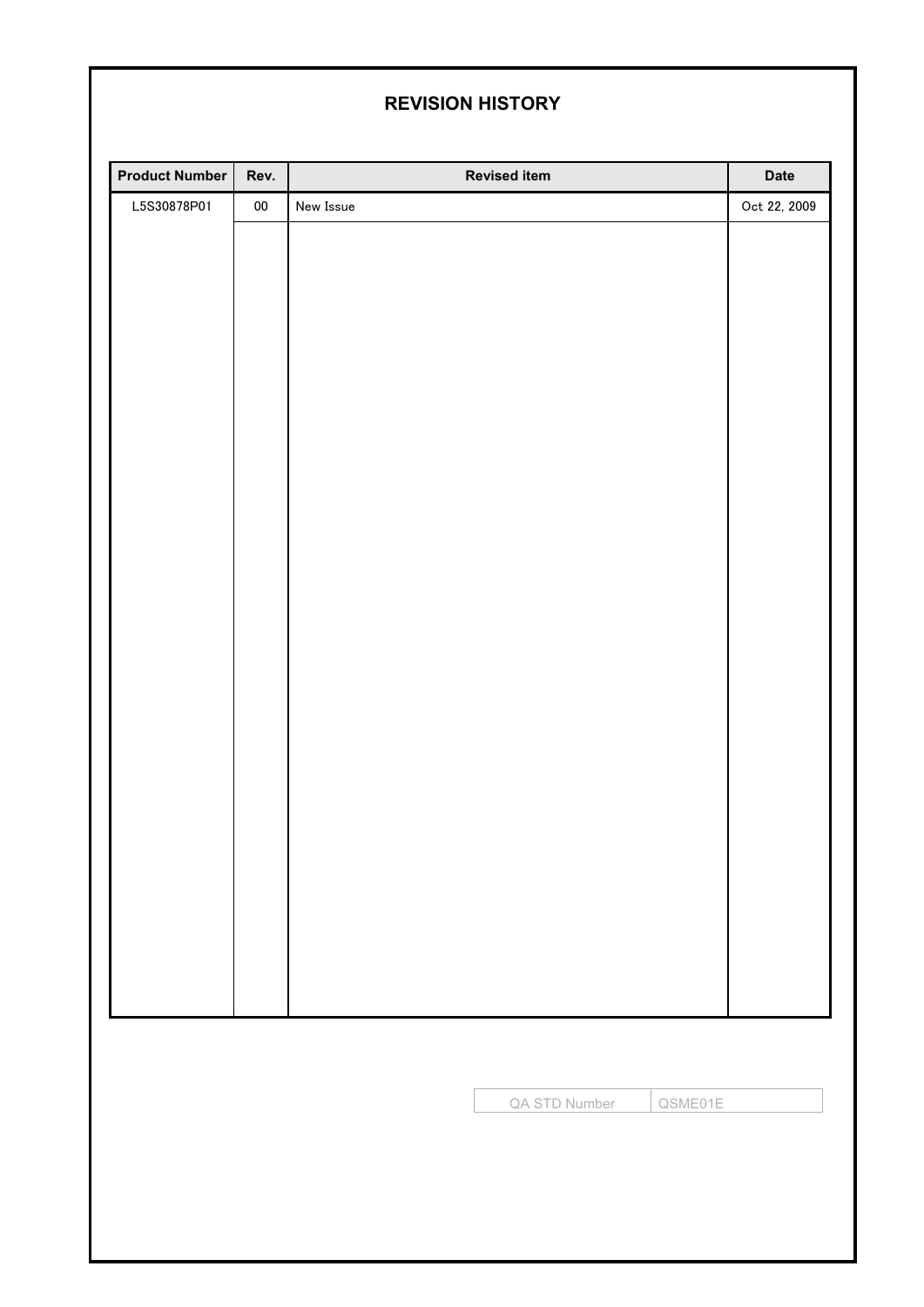# REVISION HISTORY

| Product Number | Rev. | Revised item | Date |
|---|---|---|---|
| L5S30878P01 | 00 | New Issue | Oct 22, 2009 |

| QA STD Number | QSME01E |
|---|---|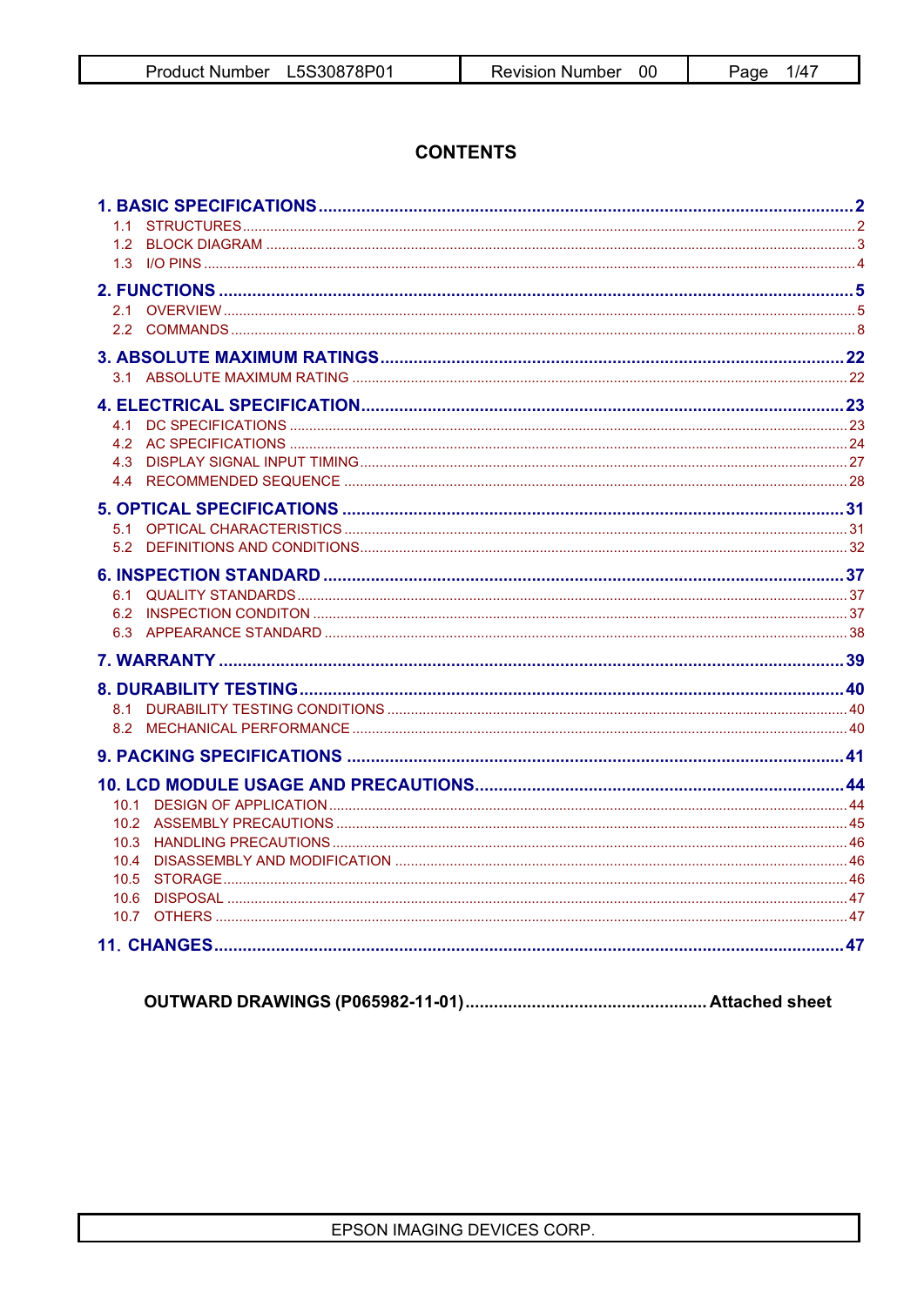# CONTENTS

**1. BASIC SPECIFICATIONS** .......... 2
- 1.1 STRUCTURES .......... 2
- 1.2 BLOCK DIAGRAM .......... 3
- 1.3 I/O PINS .......... 4

**2. FUNCTIONS** .......... 5
- 2.1 OVERVIEW .......... 5
- 2.2 COMMANDS .......... 8

**3. ABSOLUTE MAXIMUM RATINGS** .......... 22
- 3.1 ABSOLUTE MAXIMUM RATING .......... 22

**4. ELECTRICAL SPECIFICATION** .......... 23
- 4.1 DC SPECIFICATIONS .......... 23
- 4.2 AC SPECIFICATIONS .......... 24
- 4.3 DISPLAY SIGNAL INPUT TIMING .......... 27
- 4.4 RECOMMENDED SEQUENCE .......... 28

**5. OPTICAL SPECIFICATIONS** .......... 31
- 5.1 OPTICAL CHARACTERISTICS .......... 31
- 5.2 DEFINITIONS AND CONDITIONS .......... 32

**6. INSPECTION STANDARD** .......... 37
- 6.1 QUALITY STANDARDS .......... 37
- 6.2 INSPECTION CONDITON .......... 37
- 6.3 APPEARANCE STANDARD .......... 38

**7. WARRANTY** .......... 39

**8. DURABILITY TESTING** .......... 40
- 8.1 DURABILITY TESTING CONDITIONS .......... 40
- 8.2 MECHANICAL PERFORMANCE .......... 40

**9. PACKING SPECIFICATIONS** .......... 41

**10. LCD MODULE USAGE AND PRECAUTIONS** .......... 44
- 10.1 DESIGN OF APPLICATION .......... 44
- 10.2 ASSEMBLY PRECAUTIONS .......... 45
- 10.3 HANDLING PRECAUTIONS .......... 46
- 10.4 DISASSEMBLY AND MODIFICATION .......... 46
- 10.5 STORAGE .......... 46
- 10.6 DISPOSAL .......... 47
- 10.7 OTHERS .......... 47

**11. CHANGES** .......... 47

**OUTWARD DRAWINGS (P065982-11-01)** .......... **Attached sheet**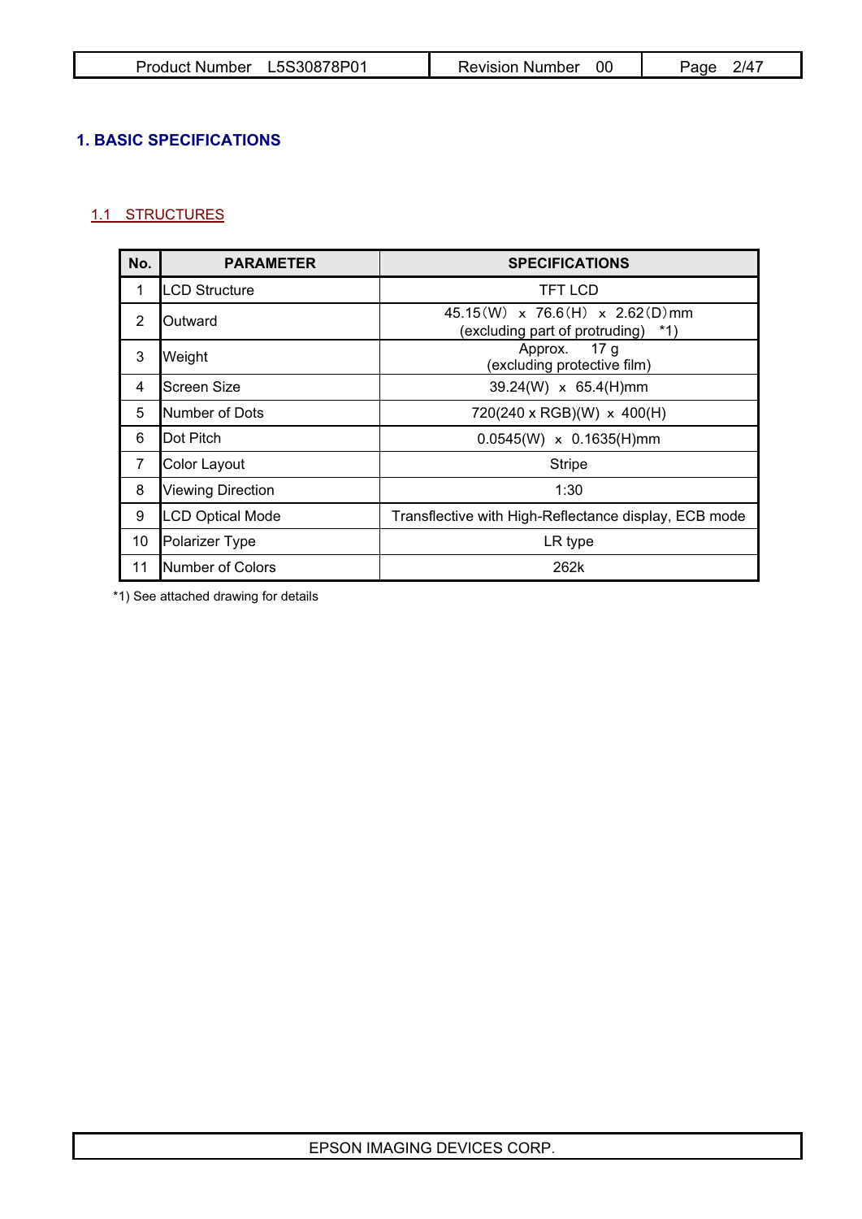# 1. BASIC SPECIFICATIONS

## 1.1 STRUCTURES

| No. | PARAMETER | SPECIFICATIONS |
|---|---|---|
| 1 | LCD Structure | TFT LCD |
| 2 | Outward | 45.15（W） x 76.6（H） x 2.62（D）mm (excluding part of protruding) *1) |
| 3 | Weight | Approx. 17 g (excluding protective film) |
| 4 | Screen Size | 39.24(W) x 65.4(H)mm |
| 5 | Number of Dots | 720(240 x RGB)(W) x 400(H) |
| 6 | Dot Pitch | 0.0545(W) x 0.1635(H)mm |
| 7 | Color Layout | Stripe |
| 8 | Viewing Direction | 1:30 |
| 9 | LCD Optical Mode | Transflective with High-Reflectance display, ECB mode |
| 10 | Polarizer Type | LR type |
| 11 | Number of Colors | 262k |

*1) See attached drawing for details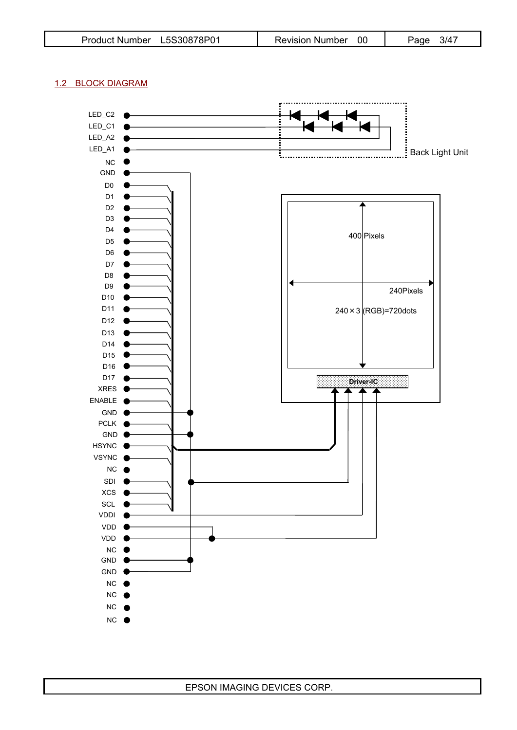## 1.2 BLOCK DIAGRAM

LED_C2
LED_C1
LED_A2
LED_A1
NC
GND
D0
D1
D2
D3
D4
D5
D6
D7
D8
D9
D10
D11
D12
D13
D14
D15
D16
D17
XRES
ENABLE
GND
PCLK
GND
HSYNC
VSYNC
NC
SDI
XCS
SCL
VDDI
VDD
VDD
NC
GND
GND
NC
NC
NC
NC

Back Light Unit

400 Pixels

240Pixels

240×3 (RGB)=720dots

Driver-IC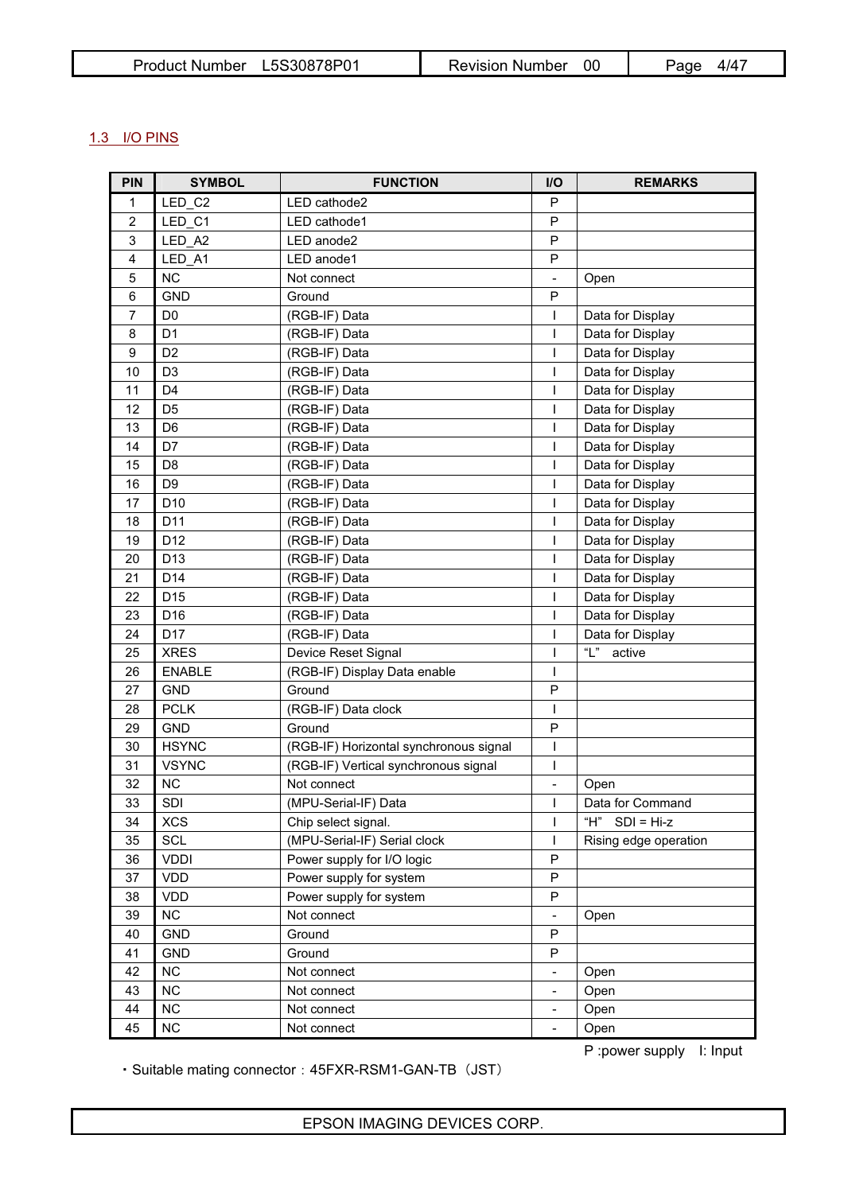## 1.3 I/O PINS

| PIN | SYMBOL | FUNCTION | I/O | REMARKS |
|---|---|---|---|---|
| 1 | LED_C2 | LED cathode2 | P | |
| 2 | LED_C1 | LED cathode1 | P | |
| 3 | LED_A2 | LED anode2 | P | |
| 4 | LED_A1 | LED anode1 | P | |
| 5 | NC | Not connect | - | Open |
| 6 | GND | Ground | P | |
| 7 | D0 | (RGB-IF) Data | I | Data for Display |
| 8 | D1 | (RGB-IF) Data | I | Data for Display |
| 9 | D2 | (RGB-IF) Data | I | Data for Display |
| 10 | D3 | (RGB-IF) Data | I | Data for Display |
| 11 | D4 | (RGB-IF) Data | I | Data for Display |
| 12 | D5 | (RGB-IF) Data | I | Data for Display |
| 13 | D6 | (RGB-IF) Data | I | Data for Display |
| 14 | D7 | (RGB-IF) Data | I | Data for Display |
| 15 | D8 | (RGB-IF) Data | I | Data for Display |
| 16 | D9 | (RGB-IF) Data | I | Data for Display |
| 17 | D10 | (RGB-IF) Data | I | Data for Display |
| 18 | D11 | (RGB-IF) Data | I | Data for Display |
| 19 | D12 | (RGB-IF) Data | I | Data for Display |
| 20 | D13 | (RGB-IF) Data | I | Data for Display |
| 21 | D14 | (RGB-IF) Data | I | Data for Display |
| 22 | D15 | (RGB-IF) Data | I | Data for Display |
| 23 | D16 | (RGB-IF) Data | I | Data for Display |
| 24 | D17 | (RGB-IF) Data | I | Data for Display |
| 25 | XRES | Device Reset Signal | I | "L" active |
| 26 | ENABLE | (RGB-IF) Display Data enable | I | |
| 27 | GND | Ground | P | |
| 28 | PCLK | (RGB-IF) Data clock | I | |
| 29 | GND | Ground | P | |
| 30 | HSYNC | (RGB-IF) Horizontal synchronous signal | I | |
| 31 | VSYNC | (RGB-IF) Vertical synchronous signal | I | |
| 32 | NC | Not connect | - | Open |
| 33 | SDI | (MPU-Serial-IF) Data | I | Data for Command |
| 34 | XCS | Chip select signal. | I | "H" SDI = Hi-z |
| 35 | SCL | (MPU-Serial-IF) Serial clock | I | Rising edge operation |
| 36 | VDDI | Power supply for I/O logic | P | |
| 37 | VDD | Power supply for system | P | |
| 38 | VDD | Power supply for system | P | |
| 39 | NC | Not connect | - | Open |
| 40 | GND | Ground | P | |
| 41 | GND | Ground | P | |
| 42 | NC | Not connect | - | Open |
| 43 | NC | Not connect | - | Open |
| 44 | NC | Not connect | - | Open |
| 45 | NC | Not connect | - | Open |

P :power supply I: Input

・Suitable mating connector：45FXR-RSM1-GAN-TB（JST）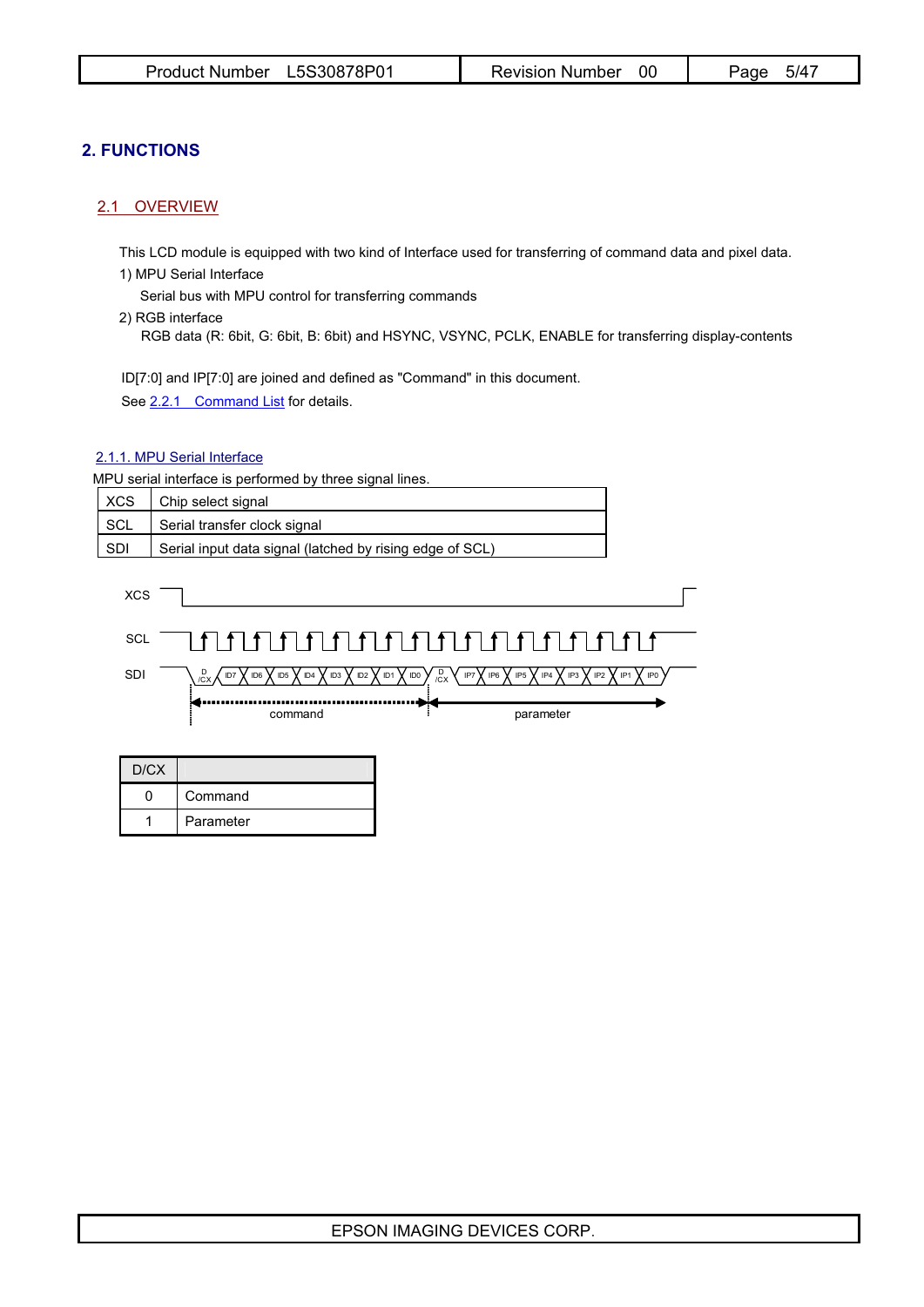# 2. FUNCTIONS

## 2.1 OVERVIEW

This LCD module is equipped with two kind of Interface used for transferring of command data and pixel data.

1) MPU Serial Interface
   Serial bus with MPU control for transferring commands
2) RGB interface
   RGB data (R: 6bit, G: 6bit, B: 6bit) and HSYNC, VSYNC, PCLK, ENABLE for transferring display-contents

ID[7:0] and IP[7:0] are joined and defined as "Command" in this document.
See 2.2.1 Command List for details.

### 2.1.1. MPU Serial Interface

MPU serial interface is performed by three signal lines.

| XCS | Chip select signal |
|---|---|
| SCL | Serial transfer clock signal |
| SDI | Serial input data signal (latched by rising edge of SCL) |

XCS

SCL

SDI D/CX ID7 ID6 ID5 ID4 ID3 ID2 ID1 ID0 D/CX IP7 IP6 IP5 IP4 IP3 IP2 IP1 IP0

command parameter

| D/CX | |
|---|---|
| 0 | Command |
| 1 | Parameter |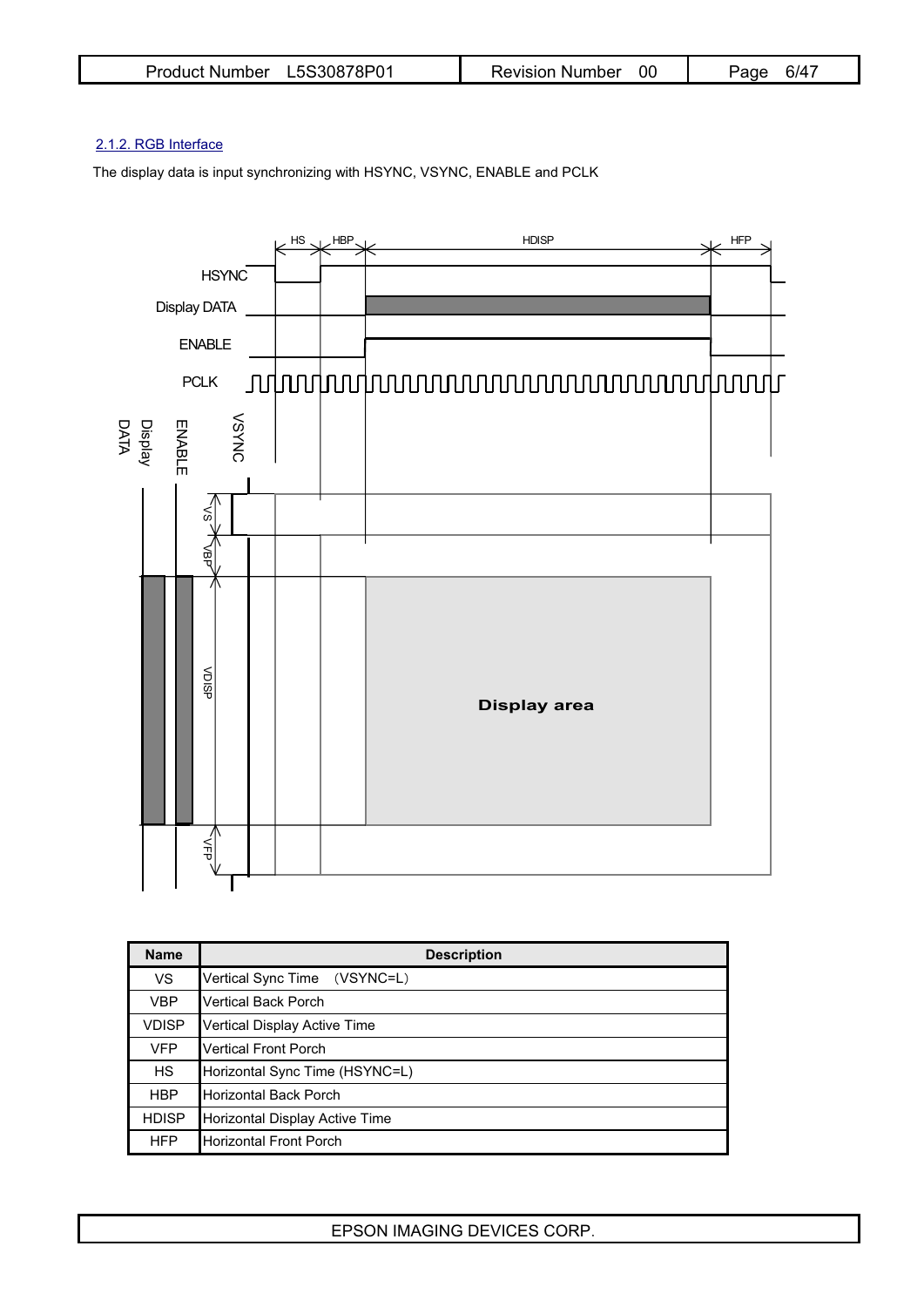### 2.1.2. RGB Interface

The display data is input synchronizing with HSYNC, VSYNC, ENABLE and PCLK

| Name | Description |
|---|---|
| VS | Vertical Sync Time （VSYNC=L） |
| VBP | Vertical Back Porch |
| VDISP | Vertical Display Active Time |
| VFP | Vertical Front Porch |
| HS | Horizontal Sync Time (HSYNC=L) |
| HBP | Horizontal Back Porch |
| HDISP | Horizontal Display Active Time |
| HFP | Horizontal Front Porch |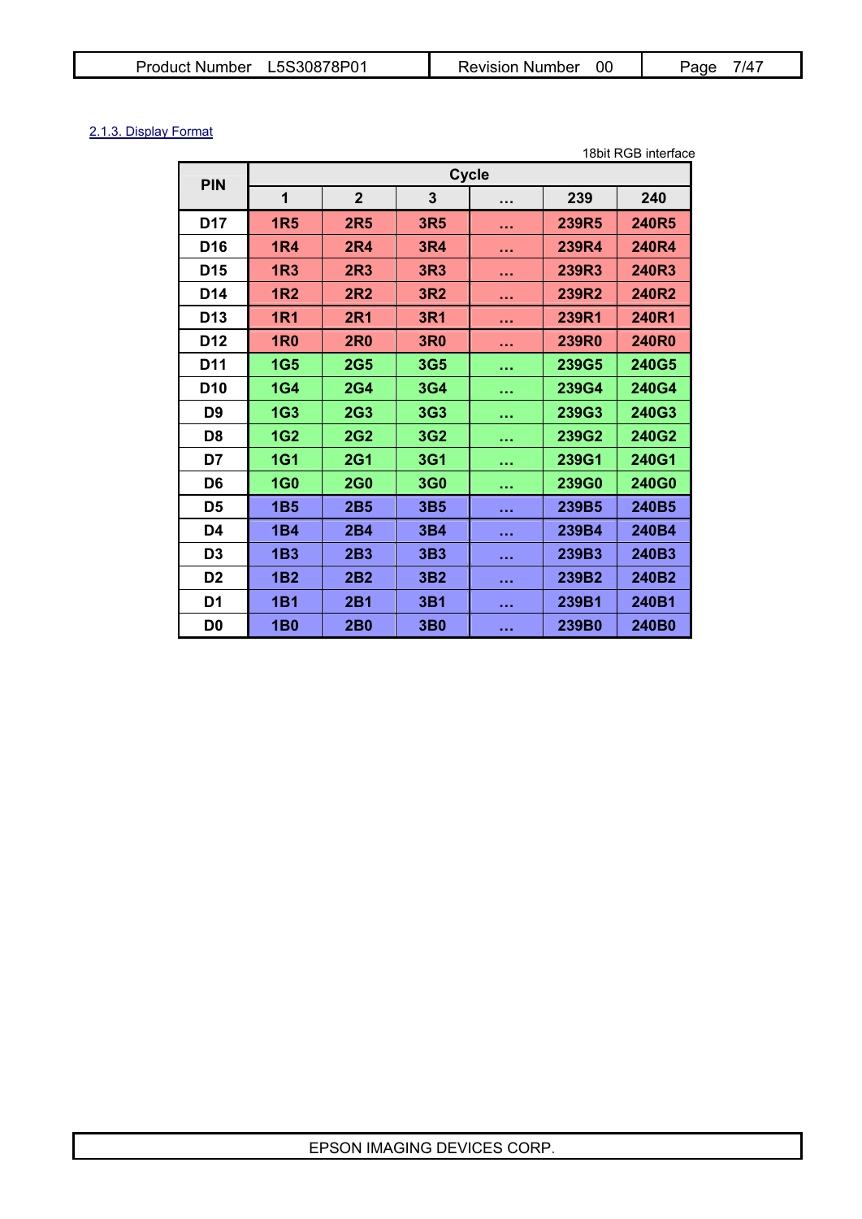### 2.1.3. Display Format

18bit RGB interface

| PIN | Cycle | | | | | |
|---|---|---|---|---|---|---|
| | 1 | 2 | 3 | … | 239 | 240 |
| D17 | 1R5 | 2R5 | 3R5 | … | 239R5 | 240R5 |
| D16 | 1R4 | 2R4 | 3R4 | … | 239R4 | 240R4 |
| D15 | 1R3 | 2R3 | 3R3 | … | 239R3 | 240R3 |
| D14 | 1R2 | 2R2 | 3R2 | … | 239R2 | 240R2 |
| D13 | 1R1 | 2R1 | 3R1 | … | 239R1 | 240R1 |
| D12 | 1R0 | 2R0 | 3R0 | … | 239R0 | 240R0 |
| D11 | 1G5 | 2G5 | 3G5 | … | 239G5 | 240G5 |
| D10 | 1G4 | 2G4 | 3G4 | … | 239G4 | 240G4 |
| D9 | 1G3 | 2G3 | 3G3 | … | 239G3 | 240G3 |
| D8 | 1G2 | 2G2 | 3G2 | … | 239G2 | 240G2 |
| D7 | 1G1 | 2G1 | 3G1 | … | 239G1 | 240G1 |
| D6 | 1G0 | 2G0 | 3G0 | … | 239G0 | 240G0 |
| D5 | 1B5 | 2B5 | 3B5 | … | 239B5 | 240B5 |
| D4 | 1B4 | 2B4 | 3B4 | … | 239B4 | 240B4 |
| D3 | 1B3 | 2B3 | 3B3 | … | 239B3 | 240B3 |
| D2 | 1B2 | 2B2 | 3B2 | … | 239B2 | 240B2 |
| D1 | 1B1 | 2B1 | 3B1 | … | 239B1 | 240B1 |
| D0 | 1B0 | 2B0 | 3B0 | … | 239B0 | 240B0 |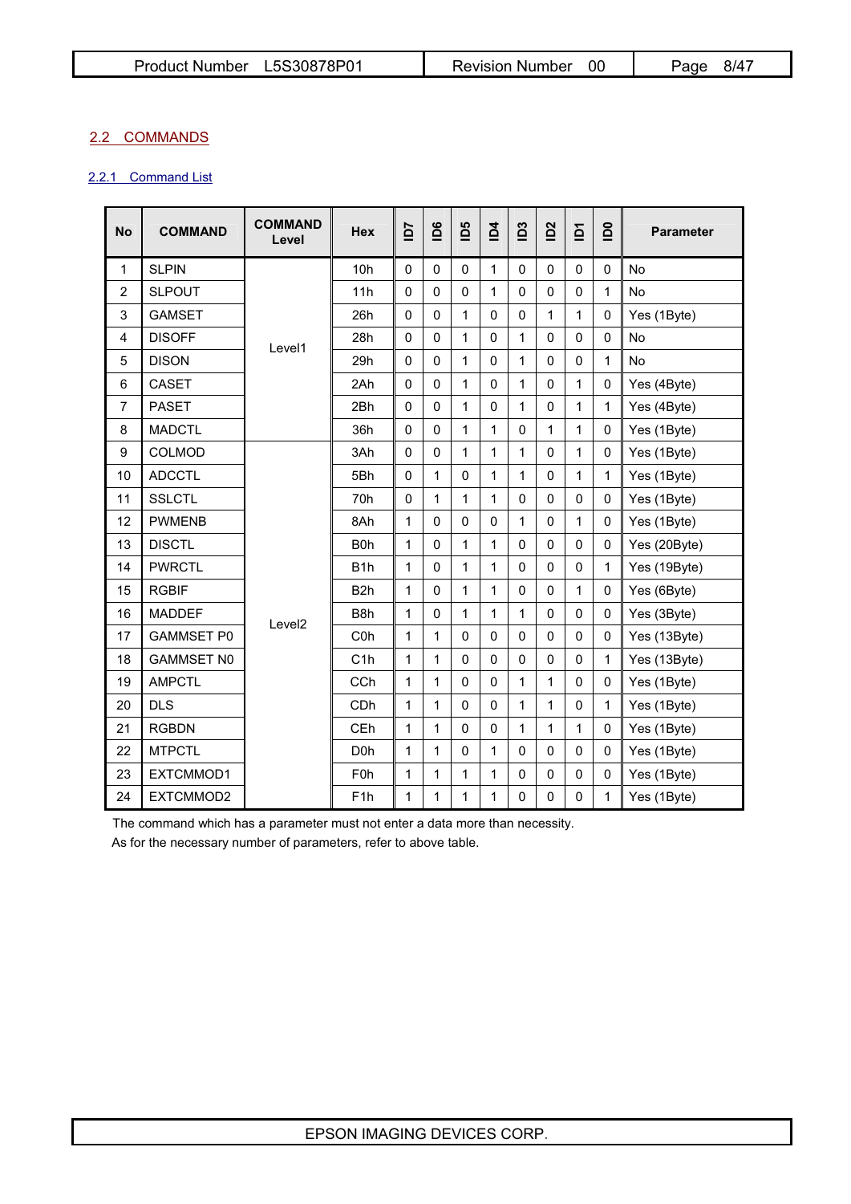## 2.2 COMMANDS

### 2.2.1 Command List

| No | COMMAND | COMMAND Level | Hex | ID7 | ID6 | ID5 | ID4 | ID3 | ID2 | ID1 | ID0 | Parameter |
|---|---|---|---|---|---|---|---|---|---|---|---|---|
| 1 | SLPIN | Level1 | 10h | 0 | 0 | 0 | 1 | 0 | 0 | 0 | 0 | No |
| 2 | SLPOUT | | 11h | 0 | 0 | 0 | 1 | 0 | 0 | 0 | 1 | No |
| 3 | GAMSET | | 26h | 0 | 0 | 1 | 0 | 0 | 1 | 1 | 0 | Yes (1Byte) |
| 4 | DISOFF | | 28h | 0 | 0 | 1 | 0 | 1 | 0 | 0 | 0 | No |
| 5 | DISON | | 29h | 0 | 0 | 1 | 0 | 1 | 0 | 0 | 1 | No |
| 6 | CASET | | 2Ah | 0 | 0 | 1 | 0 | 1 | 0 | 1 | 0 | Yes (4Byte) |
| 7 | PASET | | 2Bh | 0 | 0 | 1 | 0 | 1 | 0 | 1 | 1 | Yes (4Byte) |
| 8 | MADCTL | | 36h | 0 | 0 | 1 | 1 | 0 | 1 | 1 | 0 | Yes (1Byte) |
| 9 | COLMOD | Level2 | 3Ah | 0 | 0 | 1 | 1 | 1 | 0 | 1 | 0 | Yes (1Byte) |
| 10 | ADCCTL | | 5Bh | 0 | 1 | 0 | 1 | 1 | 0 | 1 | 1 | Yes (1Byte) |
| 11 | SSLCTL | | 70h | 0 | 1 | 1 | 1 | 0 | 0 | 0 | 0 | Yes (1Byte) |
| 12 | PWMENB | | 8Ah | 1 | 0 | 0 | 0 | 1 | 0 | 1 | 0 | Yes (1Byte) |
| 13 | DISCTL | | B0h | 1 | 0 | 1 | 1 | 0 | 0 | 0 | 0 | Yes (20Byte) |
| 14 | PWRCTL | | B1h | 1 | 0 | 1 | 1 | 0 | 0 | 0 | 1 | Yes (19Byte) |
| 15 | RGBIF | | B2h | 1 | 0 | 1 | 1 | 0 | 0 | 1 | 0 | Yes (6Byte) |
| 16 | MADDEF | | B8h | 1 | 0 | 1 | 1 | 1 | 0 | 0 | 0 | Yes (3Byte) |
| 17 | GAMMSET P0 | | C0h | 1 | 1 | 0 | 0 | 0 | 0 | 0 | 0 | Yes (13Byte) |
| 18 | GAMMSET N0 | | C1h | 1 | 1 | 0 | 0 | 0 | 0 | 0 | 1 | Yes (13Byte) |
| 19 | AMPCTL | | CCh | 1 | 1 | 0 | 0 | 1 | 1 | 0 | 0 | Yes (1Byte) |
| 20 | DLS | | CDh | 1 | 1 | 0 | 0 | 1 | 1 | 0 | 1 | Yes (1Byte) |
| 21 | RGBDN | | CEh | 1 | 1 | 0 | 0 | 1 | 1 | 1 | 0 | Yes (1Byte) |
| 22 | MTPCTL | | D0h | 1 | 1 | 0 | 1 | 0 | 0 | 0 | 0 | Yes (1Byte) |
| 23 | EXTCMMOD1 | | F0h | 1 | 1 | 1 | 1 | 0 | 0 | 0 | 0 | Yes (1Byte) |
| 24 | EXTCMMOD2 | | F1h | 1 | 1 | 1 | 1 | 0 | 0 | 0 | 1 | Yes (1Byte) |

The command which has a parameter must not enter a data more than necessity.
As for the necessary number of parameters, refer to above table.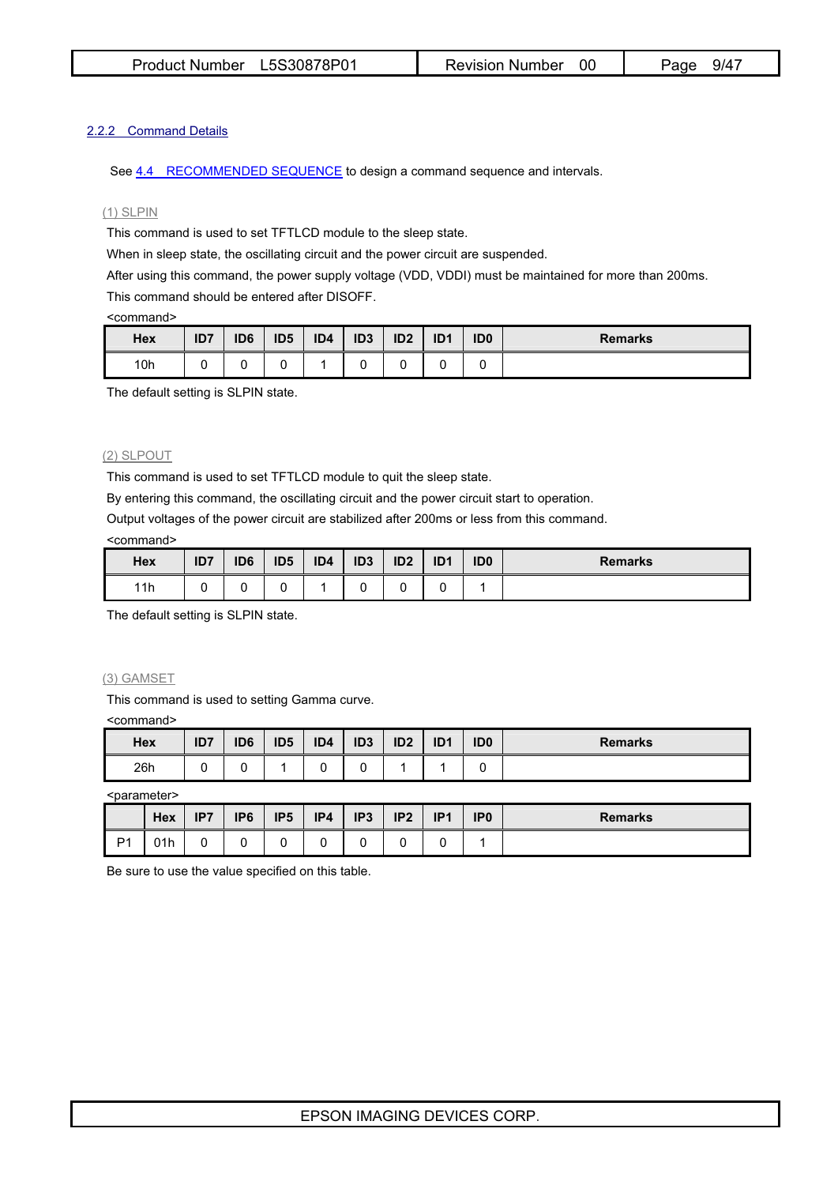### 2.2.2 Command Details

See 4.4 RECOMMENDED SEQUENCE to design a command sequence and intervals.

#### (1) SLPIN

This command is used to set TFTLCD module to the sleep state.

When in sleep state, the oscillating circuit and the power circuit are suspended.

After using this command, the power supply voltage (VDD, VDDI) must be maintained for more than 200ms.

This command should be entered after DISOFF.

<command>

| Hex | ID7 | ID6 | ID5 | ID4 | ID3 | ID2 | ID1 | ID0 | Remarks |
|---|---|---|---|---|---|---|---|---|---|
| 10h | 0 | 0 | 0 | 1 | 0 | 0 | 0 | 0 | |

The default setting is SLPIN state.

#### (2) SLPOUT

This command is used to set TFTLCD module to quit the sleep state.

By entering this command, the oscillating circuit and the power circuit start to operation.

Output voltages of the power circuit are stabilized after 200ms or less from this command.

<command>

| Hex | ID7 | ID6 | ID5 | ID4 | ID3 | ID2 | ID1 | ID0 | Remarks |
|---|---|---|---|---|---|---|---|---|---|
| 11h | 0 | 0 | 0 | 1 | 0 | 0 | 0 | 1 | |

The default setting is SLPIN state.

#### (3) GAMSET

This command is used to setting Gamma curve.

<command>

| Hex | ID7 | ID6 | ID5 | ID4 | ID3 | ID2 | ID1 | ID0 | Remarks |
|---|---|---|---|---|---|---|---|---|---|
| 26h | 0 | 0 | 1 | 0 | 0 | 1 | 1 | 0 | |

<parameter>

| | Hex | IP7 | IP6 | IP5 | IP4 | IP3 | IP2 | IP1 | IP0 | Remarks |
|---|---|---|---|---|---|---|---|---|---|---|
| P1 | 01h | 0 | 0 | 0 | 0 | 0 | 0 | 0 | 1 | |

Be sure to use the value specified on this table.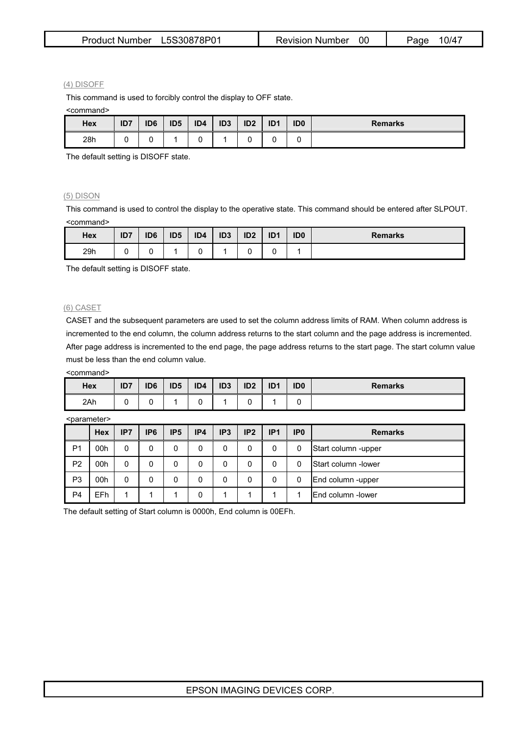### (4) DISOFF

This command is used to forcibly control the display to OFF state.

<command>

| Hex | ID7 | ID6 | ID5 | ID4 | ID3 | ID2 | ID1 | ID0 | Remarks |
|---|---|---|---|---|---|---|---|---|---|
| 28h | 0 | 0 | 1 | 0 | 1 | 0 | 0 | 0 | |

The default setting is DISOFF state.

### (5) DISON

This command is used to control the display to the operative state. This command should be entered after SLPOUT.

<command>

| Hex | ID7 | ID6 | ID5 | ID4 | ID3 | ID2 | ID1 | ID0 | Remarks |
|---|---|---|---|---|---|---|---|---|---|
| 29h | 0 | 0 | 1 | 0 | 1 | 0 | 0 | 1 | |

The default setting is DISOFF state.

### (6) CASET

CASET and the subsequent parameters are used to set the column address limits of RAM. When column address is incremented to the end column, the column address returns to the start column and the page address is incremented. After page address is incremented to the end page, the page address returns to the start page. The start column value must be less than the end column value.

<command>

| Hex | ID7 | ID6 | ID5 | ID4 | ID3 | ID2 | ID1 | ID0 | Remarks |
|---|---|---|---|---|---|---|---|---|---|
| 2Ah | 0 | 0 | 1 | 0 | 1 | 0 | 1 | 0 | |

<parameter>

| | Hex | IP7 | IP6 | IP5 | IP4 | IP3 | IP2 | IP1 | IP0 | Remarks |
|---|---|---|---|---|---|---|---|---|---|---|
| P1 | 00h | 0 | 0 | 0 | 0 | 0 | 0 | 0 | 0 | Start column -upper |
| P2 | 00h | 0 | 0 | 0 | 0 | 0 | 0 | 0 | 0 | Start column -lower |
| P3 | 00h | 0 | 0 | 0 | 0 | 0 | 0 | 0 | 0 | End column -upper |
| P4 | EFh | 1 | 1 | 1 | 0 | 1 | 1 | 1 | 1 | End column -lower |

The default setting of Start column is 0000h, End column is 00EFh.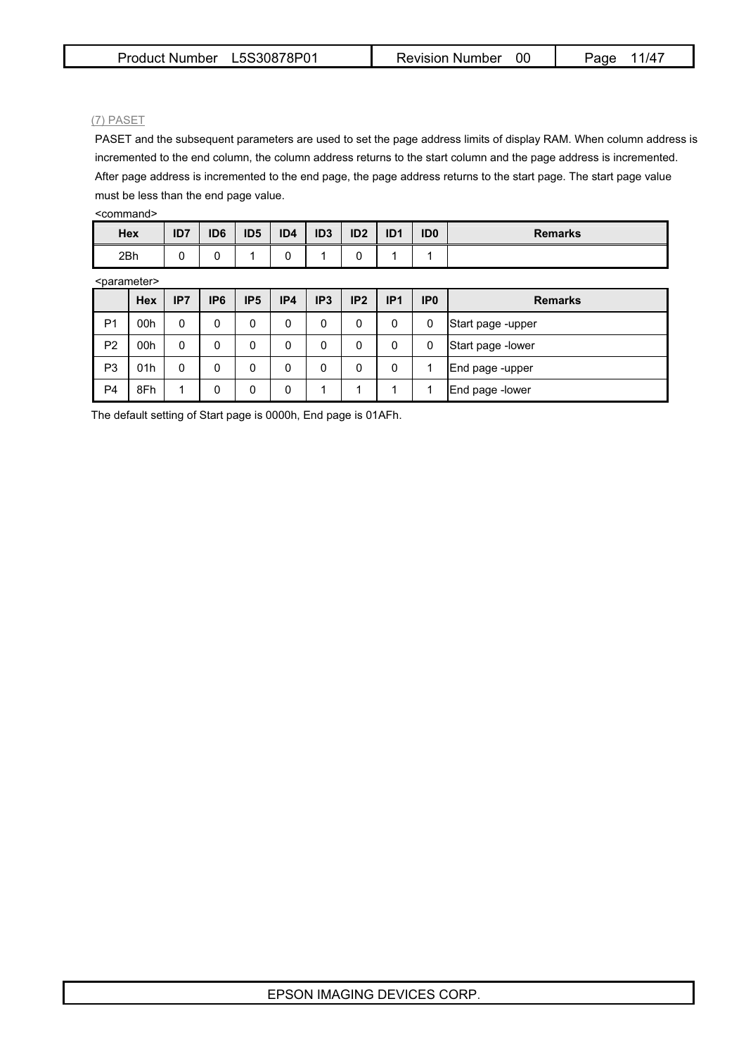### (7) PASET

PASET and the subsequent parameters are used to set the page address limits of display RAM. When column address is incremented to the end column, the column address returns to the start column and the page address is incremented. After page address is incremented to the end page, the page address returns to the start page. The start page value must be less than the end page value.

<command>

| Hex | ID7 | ID6 | ID5 | ID4 | ID3 | ID2 | ID1 | ID0 | Remarks |
|---|---|---|---|---|---|---|---|---|---|
| 2Bh | 0 | 0 | 1 | 0 | 1 | 0 | 1 | 1 | |

<parameter>

| | Hex | IP7 | IP6 | IP5 | IP4 | IP3 | IP2 | IP1 | IP0 | Remarks |
|---|---|---|---|---|---|---|---|---|---|---|
| P1 | 00h | 0 | 0 | 0 | 0 | 0 | 0 | 0 | 0 | Start page -upper |
| P2 | 00h | 0 | 0 | 0 | 0 | 0 | 0 | 0 | 0 | Start page -lower |
| P3 | 01h | 0 | 0 | 0 | 0 | 0 | 0 | 0 | 1 | End page -upper |
| P4 | 8Fh | 1 | 0 | 0 | 0 | 1 | 1 | 1 | 1 | End page -lower |

The default setting of Start page is 0000h, End page is 01AFh.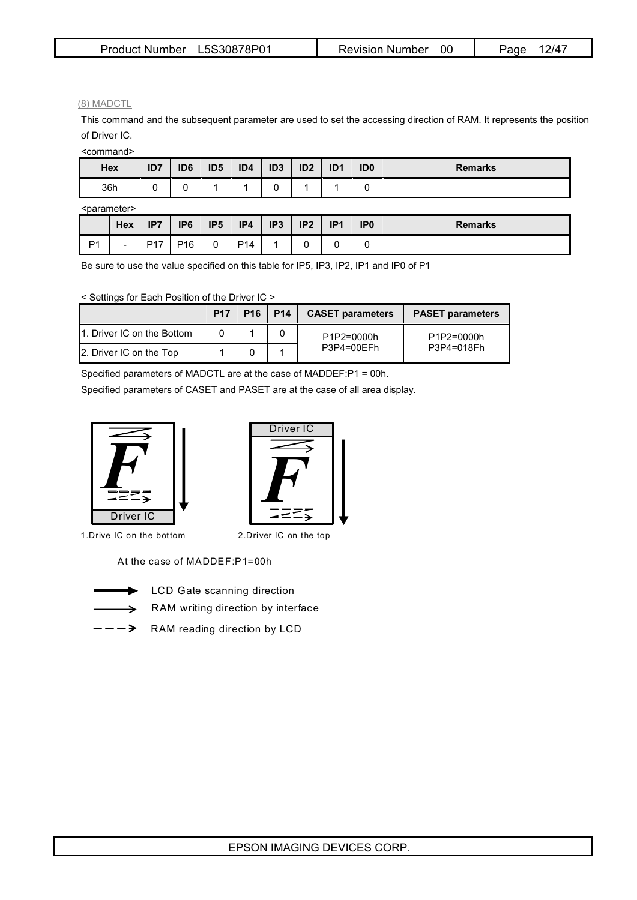### (8) MADCTL

This command and the subsequent parameter are used to set the accessing direction of RAM. It represents the position of Driver IC.

<command>

| Hex | ID7 | ID6 | ID5 | ID4 | ID3 | ID2 | ID1 | ID0 | Remarks |
|---|---|---|---|---|---|---|---|---|---|
| 36h | 0 | 0 | 1 | 1 | 0 | 1 | 1 | 0 | |

<parameter>

| | Hex | IP7 | IP6 | IP5 | IP4 | IP3 | IP2 | IP1 | IP0 | Remarks |
|---|---|---|---|---|---|---|---|---|---|---|
| P1 | - | P17 | P16 | 0 | P14 | 1 | 0 | 0 | 0 | |

Be sure to use the value specified on this table for IP5, IP3, IP2, IP1 and IP0 of P1

< Settings for Each Position of the Driver IC >

| | P17 | P16 | P14 | CASET parameters | PASET parameters |
|---|---|---|---|---|---|
| 1. Driver IC on the Bottom | 0 | 1 | 0 | P1P2=0000h<br>P3P4=00EFh | P1P2=0000h<br>P3P4=018Fh |
| 2. Driver IC on the Top | 1 | 0 | 1 | | |

Specified parameters of MADCTL are at the case of MADDEF:P1 = 00h.

Specified parameters of CASET and PASET are at the case of all area display.

Driver IC

1.Drive IC on the bottom

Driver IC

2.Driver IC on the top

At the case of MADDEF:P1=00h

- LCD Gate scanning direction
- RAM writing direction by interface
- RAM reading direction by LCD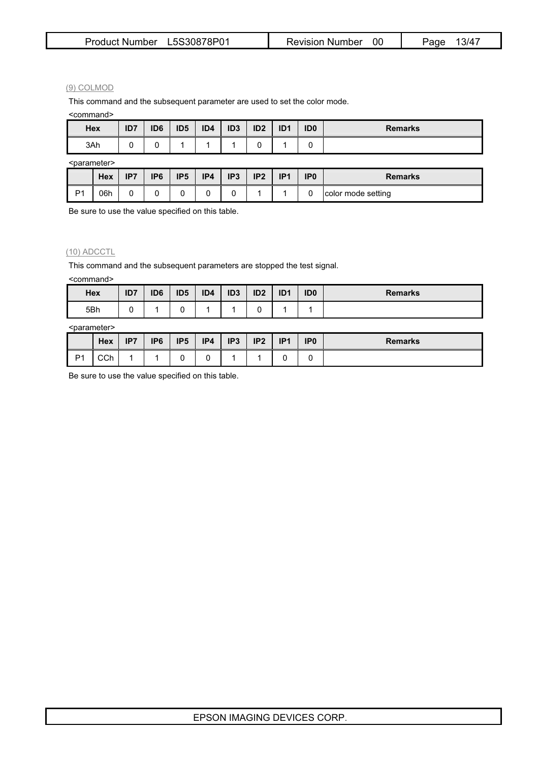### (9) COLMOD

This command and the subsequent parameter are used to set the color mode.

<command>

| Hex | ID7 | ID6 | ID5 | ID4 | ID3 | ID2 | ID1 | ID0 | Remarks |
|---|---|---|---|---|---|---|---|---|---|
| 3Ah | 0 | 0 | 1 | 1 | 1 | 0 | 1 | 0 | |

<parameter>

| | Hex | IP7 | IP6 | IP5 | IP4 | IP3 | IP2 | IP1 | IP0 | Remarks |
|---|---|---|---|---|---|---|---|---|---|---|
| P1 | 06h | 0 | 0 | 0 | 0 | 0 | 1 | 1 | 0 | color mode setting |

Be sure to use the value specified on this table.

### (10) ADCCTL

This command and the subsequent parameters are stopped the test signal.

<command>

| Hex | ID7 | ID6 | ID5 | ID4 | ID3 | ID2 | ID1 | ID0 | Remarks |
|---|---|---|---|---|---|---|---|---|---|
| 5Bh | 0 | 1 | 0 | 1 | 1 | 0 | 1 | 1 | |

<parameter>

| | Hex | IP7 | IP6 | IP5 | IP4 | IP3 | IP2 | IP1 | IP0 | Remarks |
|---|---|---|---|---|---|---|---|---|---|---|
| P1 | CCh | 1 | 1 | 0 | 0 | 1 | 1 | 0 | 0 | |

Be sure to use the value specified on this table.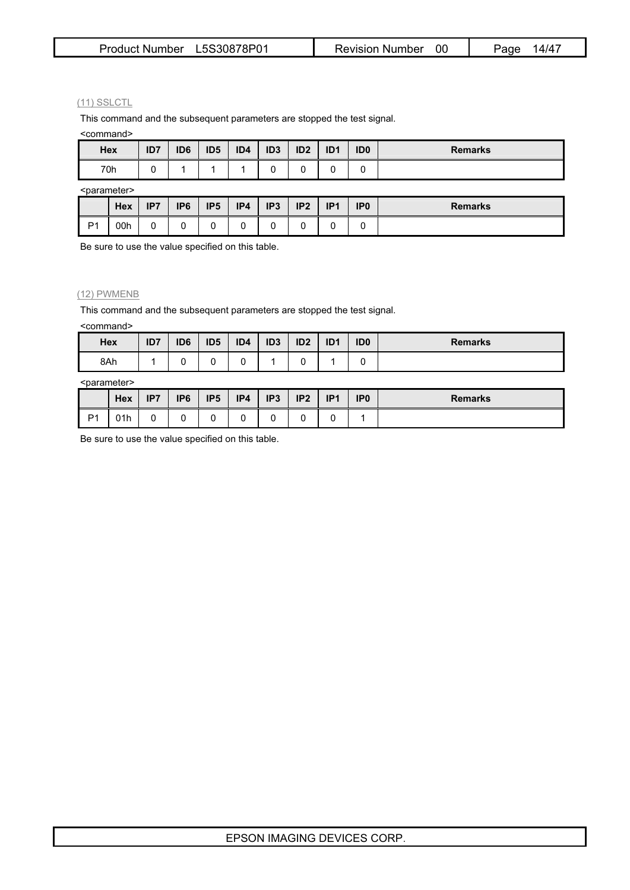### (11) SSLCTL

This command and the subsequent parameters are stopped the test signal.

<command>

| Hex | ID7 | ID6 | ID5 | ID4 | ID3 | ID2 | ID1 | ID0 | Remarks |
|---|---|---|---|---|---|---|---|---|---|
| 70h | 0 | 1 | 1 | 1 | 0 | 0 | 0 | 0 | |

<parameter>

| | Hex | IP7 | IP6 | IP5 | IP4 | IP3 | IP2 | IP1 | IP0 | Remarks |
|---|---|---|---|---|---|---|---|---|---|---|
| P1 | 00h | 0 | 0 | 0 | 0 | 0 | 0 | 0 | 0 | |

Be sure to use the value specified on this table.

### (12) PWMENB

This command and the subsequent parameters are stopped the test signal.

<command>

| Hex | ID7 | ID6 | ID5 | ID4 | ID3 | ID2 | ID1 | ID0 | Remarks |
|---|---|---|---|---|---|---|---|---|---|
| 8Ah | 1 | 0 | 0 | 0 | 1 | 0 | 1 | 0 | |

<parameter>

| | Hex | IP7 | IP6 | IP5 | IP4 | IP3 | IP2 | IP1 | IP0 | Remarks |
|---|---|---|---|---|---|---|---|---|---|---|
| P1 | 01h | 0 | 0 | 0 | 0 | 0 | 0 | 0 | 1 | |

Be sure to use the value specified on this table.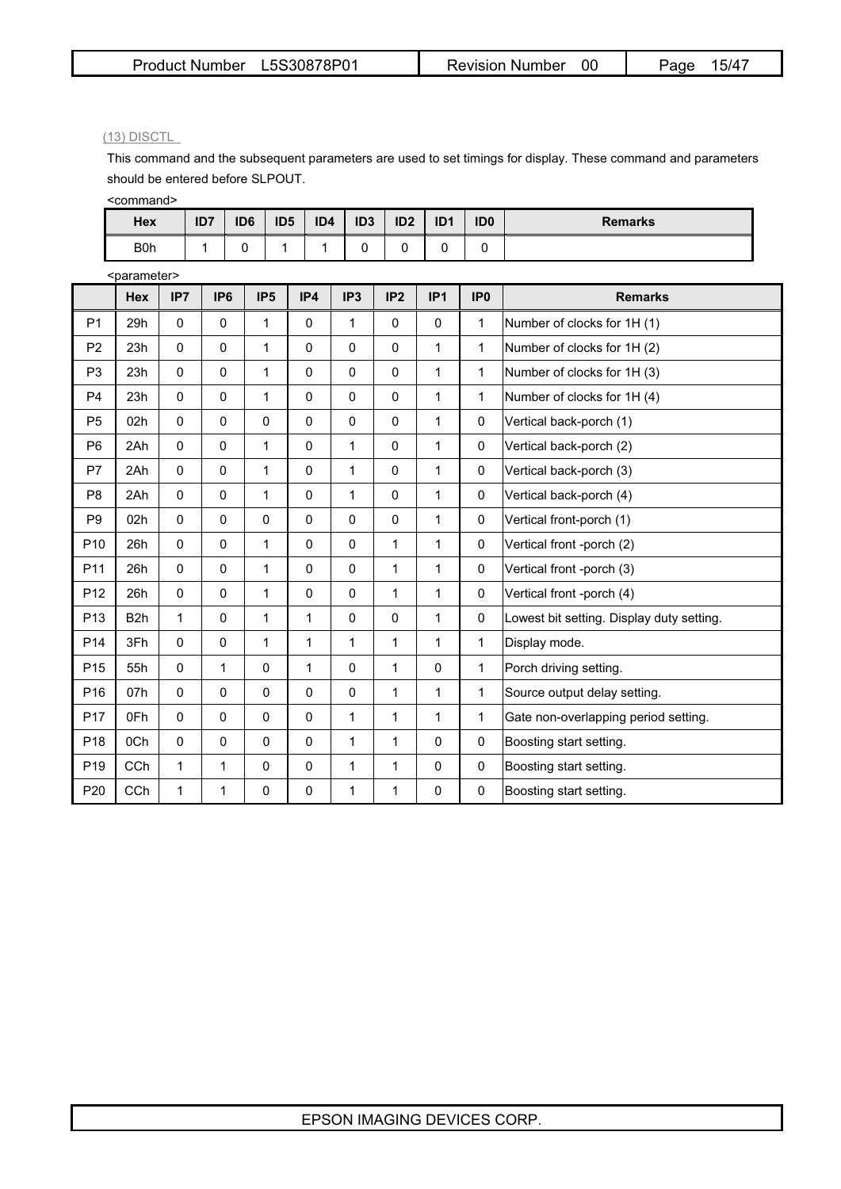### (13) DISCTL

This command and the subsequent parameters are used to set timings for display. These command and parameters should be entered before SLPOUT.

<command>

| Hex | ID7 | ID6 | ID5 | ID4 | ID3 | ID2 | ID1 | ID0 | Remarks |
|---|---|---|---|---|---|---|---|---|---|
| B0h | 1 | 0 | 1 | 1 | 0 | 0 | 0 | 0 | |

<parameter>

| | Hex | IP7 | IP6 | IP5 | IP4 | IP3 | IP2 | IP1 | IP0 | Remarks |
|---|---|---|---|---|---|---|---|---|---|---|
| P1 | 29h | 0 | 0 | 1 | 0 | 1 | 0 | 0 | 1 | Number of clocks for 1H (1) |
| P2 | 23h | 0 | 0 | 1 | 0 | 0 | 0 | 1 | 1 | Number of clocks for 1H (2) |
| P3 | 23h | 0 | 0 | 1 | 0 | 0 | 0 | 1 | 1 | Number of clocks for 1H (3) |
| P4 | 23h | 0 | 0 | 1 | 0 | 0 | 0 | 1 | 1 | Number of clocks for 1H (4) |
| P5 | 02h | 0 | 0 | 0 | 0 | 0 | 0 | 1 | 0 | Vertical back-porch (1) |
| P6 | 2Ah | 0 | 0 | 1 | 0 | 1 | 0 | 1 | 0 | Vertical back-porch (2) |
| P7 | 2Ah | 0 | 0 | 1 | 0 | 1 | 0 | 1 | 0 | Vertical back-porch (3) |
| P8 | 2Ah | 0 | 0 | 1 | 0 | 1 | 0 | 1 | 0 | Vertical back-porch (4) |
| P9 | 02h | 0 | 0 | 0 | 0 | 0 | 0 | 1 | 0 | Vertical front-porch (1) |
| P10 | 26h | 0 | 0 | 1 | 0 | 0 | 1 | 1 | 0 | Vertical front -porch (2) |
| P11 | 26h | 0 | 0 | 1 | 0 | 0 | 1 | 1 | 0 | Vertical front -porch (3) |
| P12 | 26h | 0 | 0 | 1 | 0 | 0 | 1 | 1 | 0 | Vertical front -porch (4) |
| P13 | B2h | 1 | 0 | 1 | 1 | 0 | 0 | 1 | 0 | Lowest bit setting. Display duty setting. |
| P14 | 3Fh | 0 | 0 | 1 | 1 | 1 | 1 | 1 | 1 | Display mode. |
| P15 | 55h | 0 | 1 | 0 | 1 | 0 | 1 | 0 | 1 | Porch driving setting. |
| P16 | 07h | 0 | 0 | 0 | 0 | 0 | 1 | 1 | 1 | Source output delay setting. |
| P17 | 0Fh | 0 | 0 | 0 | 0 | 1 | 1 | 1 | 1 | Gate non-overlapping period setting. |
| P18 | 0Ch | 0 | 0 | 0 | 0 | 1 | 1 | 0 | 0 | Boosting start setting. |
| P19 | CCh | 1 | 1 | 0 | 0 | 1 | 1 | 0 | 0 | Boosting start setting. |
| P20 | CCh | 1 | 1 | 0 | 0 | 1 | 1 | 0 | 0 | Boosting start setting. |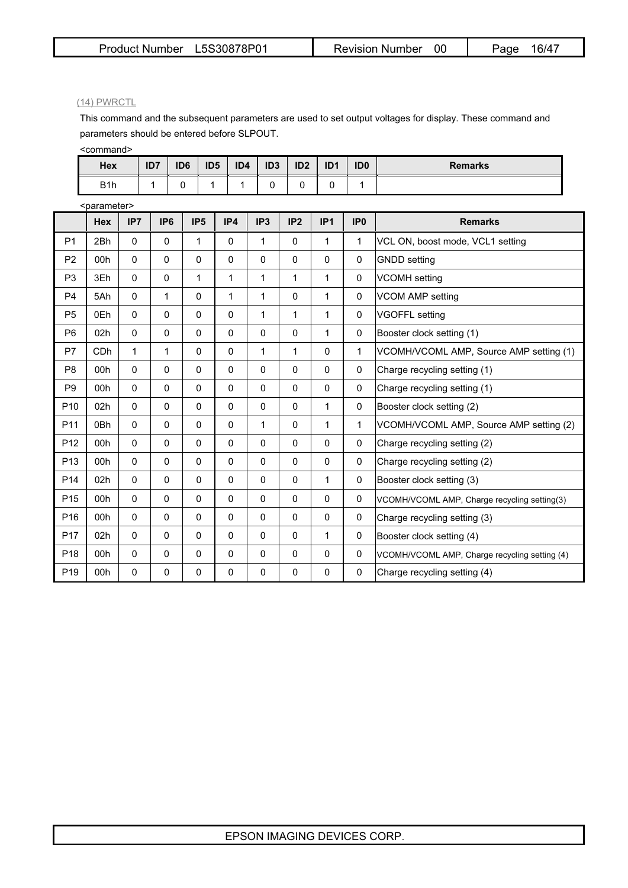### (14) PWRCTL

This command and the subsequent parameters are used to set output voltages for display. These command and parameters should be entered before SLPOUT.

<command>

| Hex | ID7 | ID6 | ID5 | ID4 | ID3 | ID2 | ID1 | ID0 | Remarks |
|---|---|---|---|---|---|---|---|---|---|
| B1h | 1 | 0 | 1 | 1 | 0 | 0 | 0 | 1 | |

<parameter>

| | Hex | IP7 | IP6 | IP5 | IP4 | IP3 | IP2 | IP1 | IP0 | Remarks |
|---|---|---|---|---|---|---|---|---|---|---|
| P1 | 2Bh | 0 | 0 | 1 | 0 | 1 | 0 | 1 | 1 | VCL ON, boost mode, VCL1 setting |
| P2 | 00h | 0 | 0 | 0 | 0 | 0 | 0 | 0 | 0 | GNDD setting |
| P3 | 3Eh | 0 | 0 | 1 | 1 | 1 | 1 | 1 | 0 | VCOMH setting |
| P4 | 5Ah | 0 | 1 | 0 | 1 | 1 | 0 | 1 | 0 | VCOM AMP setting |
| P5 | 0Eh | 0 | 0 | 0 | 0 | 1 | 1 | 1 | 0 | VGOFFL setting |
| P6 | 02h | 0 | 0 | 0 | 0 | 0 | 0 | 1 | 0 | Booster clock setting (1) |
| P7 | CDh | 1 | 1 | 0 | 0 | 1 | 1 | 0 | 1 | VCOMH/VCOML AMP, Source AMP setting (1) |
| P8 | 00h | 0 | 0 | 0 | 0 | 0 | 0 | 0 | 0 | Charge recycling setting (1) |
| P9 | 00h | 0 | 0 | 0 | 0 | 0 | 0 | 0 | 0 | Charge recycling setting (1) |
| P10 | 02h | 0 | 0 | 0 | 0 | 0 | 0 | 1 | 0 | Booster clock setting (2) |
| P11 | 0Bh | 0 | 0 | 0 | 0 | 1 | 0 | 1 | 1 | VCOMH/VCOML AMP, Source AMP setting (2) |
| P12 | 00h | 0 | 0 | 0 | 0 | 0 | 0 | 0 | 0 | Charge recycling setting (2) |
| P13 | 00h | 0 | 0 | 0 | 0 | 0 | 0 | 0 | 0 | Charge recycling setting (2) |
| P14 | 02h | 0 | 0 | 0 | 0 | 0 | 0 | 1 | 0 | Booster clock setting (3) |
| P15 | 00h | 0 | 0 | 0 | 0 | 0 | 0 | 0 | 0 | VCOMH/VCOML AMP, Charge recycling setting(3) |
| P16 | 00h | 0 | 0 | 0 | 0 | 0 | 0 | 0 | 0 | Charge recycling setting (3) |
| P17 | 02h | 0 | 0 | 0 | 0 | 0 | 0 | 1 | 0 | Booster clock setting (4) |
| P18 | 00h | 0 | 0 | 0 | 0 | 0 | 0 | 0 | 0 | VCOMH/VCOML AMP, Charge recycling setting (4) |
| P19 | 00h | 0 | 0 | 0 | 0 | 0 | 0 | 0 | 0 | Charge recycling setting (4) |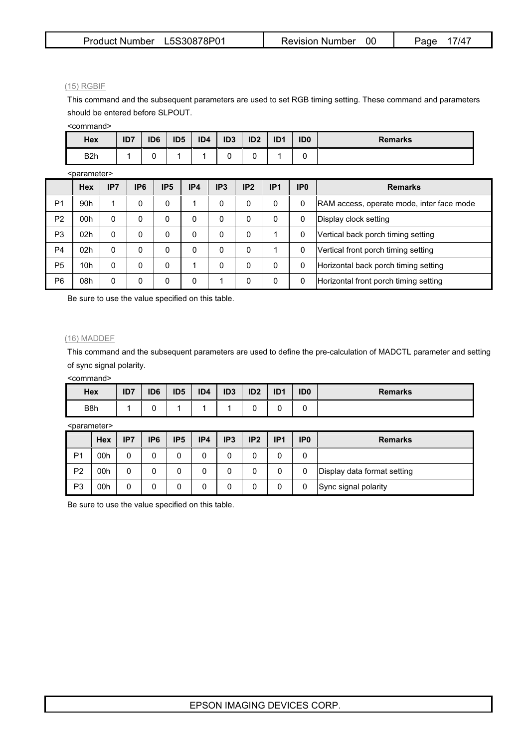### (15) RGBIF

This command and the subsequent parameters are used to set RGB timing setting. These command and parameters should be entered before SLPOUT.

<command>

| Hex | ID7 | ID6 | ID5 | ID4 | ID3 | ID2 | ID1 | ID0 | Remarks |
|---|---|---|---|---|---|---|---|---|---|
| B2h | 1 | 0 | 1 | 1 | 0 | 0 | 1 | 0 | |

<parameter>

| | Hex | IP7 | IP6 | IP5 | IP4 | IP3 | IP2 | IP1 | IP0 | Remarks |
|---|---|---|---|---|---|---|---|---|---|---|
| P1 | 90h | 1 | 0 | 0 | 1 | 0 | 0 | 0 | 0 | RAM access, operate mode, inter face mode |
| P2 | 00h | 0 | 0 | 0 | 0 | 0 | 0 | 0 | 0 | Display clock setting |
| P3 | 02h | 0 | 0 | 0 | 0 | 0 | 0 | 1 | 0 | Vertical back porch timing setting |
| P4 | 02h | 0 | 0 | 0 | 0 | 0 | 0 | 1 | 0 | Vertical front porch timing setting |
| P5 | 10h | 0 | 0 | 0 | 1 | 0 | 0 | 0 | 0 | Horizontal back porch timing setting |
| P6 | 08h | 0 | 0 | 0 | 0 | 1 | 0 | 0 | 0 | Horizontal front porch timing setting |

Be sure to use the value specified on this table.

### (16) MADDEF

This command and the subsequent parameters are used to define the pre-calculation of MADCTL parameter and setting of sync signal polarity.

<command>

| Hex | ID7 | ID6 | ID5 | ID4 | ID3 | ID2 | ID1 | ID0 | Remarks |
|---|---|---|---|---|---|---|---|---|---|
| B8h | 1 | 0 | 1 | 1 | 1 | 0 | 0 | 0 | |

<parameter>

| | Hex | IP7 | IP6 | IP5 | IP4 | IP3 | IP2 | IP1 | IP0 | Remarks |
|---|---|---|---|---|---|---|---|---|---|---|
| P1 | 00h | 0 | 0 | 0 | 0 | 0 | 0 | 0 | 0 | |
| P2 | 00h | 0 | 0 | 0 | 0 | 0 | 0 | 0 | 0 | Display data format setting |
| P3 | 00h | 0 | 0 | 0 | 0 | 0 | 0 | 0 | 0 | Sync signal polarity |

Be sure to use the value specified on this table.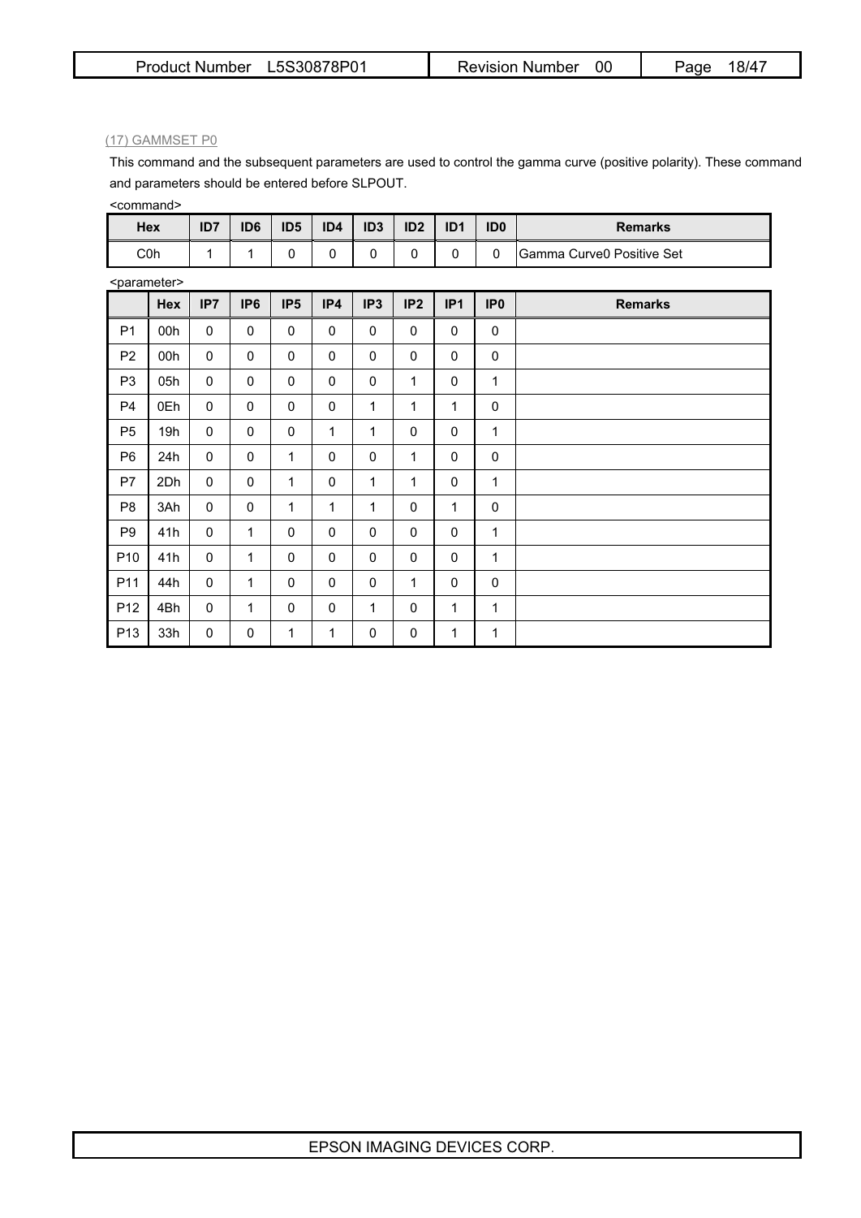(17) GAMMSET P0

This command and the subsequent parameters are used to control the gamma curve (positive polarity). These command and parameters should be entered before SLPOUT.

<command>

| Hex | ID7 | ID6 | ID5 | ID4 | ID3 | ID2 | ID1 | ID0 | Remarks |
|---|---|---|---|---|---|---|---|---|---|
| C0h | 1 | 1 | 0 | 0 | 0 | 0 | 0 | 0 | Gamma Curve0 Positive Set |

<parameter>

| | Hex | IP7 | IP6 | IP5 | IP4 | IP3 | IP2 | IP1 | IP0 | Remarks |
|---|---|---|---|---|---|---|---|---|---|---|
| P1 | 00h | 0 | 0 | 0 | 0 | 0 | 0 | 0 | 0 | |
| P2 | 00h | 0 | 0 | 0 | 0 | 0 | 0 | 0 | 0 | |
| P3 | 05h | 0 | 0 | 0 | 0 | 0 | 1 | 0 | 1 | |
| P4 | 0Eh | 0 | 0 | 0 | 0 | 1 | 1 | 1 | 0 | |
| P5 | 19h | 0 | 0 | 0 | 1 | 1 | 0 | 0 | 1 | |
| P6 | 24h | 0 | 0 | 1 | 0 | 0 | 1 | 0 | 0 | |
| P7 | 2Dh | 0 | 0 | 1 | 0 | 1 | 1 | 0 | 1 | |
| P8 | 3Ah | 0 | 0 | 1 | 1 | 1 | 0 | 1 | 0 | |
| P9 | 41h | 0 | 1 | 0 | 0 | 0 | 0 | 0 | 1 | |
| P10 | 41h | 0 | 1 | 0 | 0 | 0 | 0 | 0 | 1 | |
| P11 | 44h | 0 | 1 | 0 | 0 | 0 | 1 | 0 | 0 | |
| P12 | 4Bh | 0 | 1 | 0 | 0 | 1 | 0 | 1 | 1 | |
| P13 | 33h | 0 | 0 | 1 | 1 | 0 | 0 | 1 | 1 | |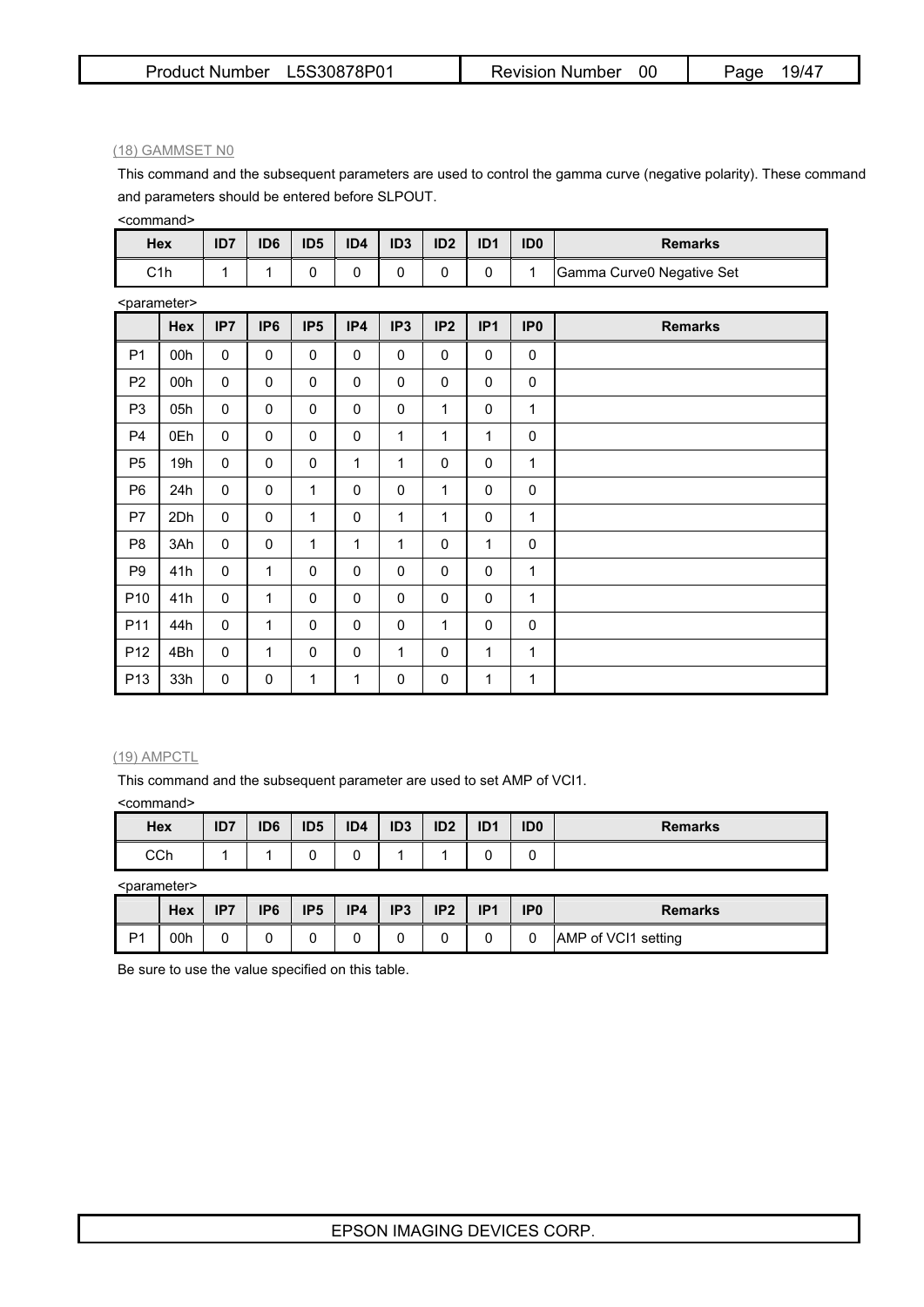### (18) GAMMSET N0

This command and the subsequent parameters are used to control the gamma curve (negative polarity). These command and parameters should be entered before SLPOUT.

<command>

| Hex | ID7 | ID6 | ID5 | ID4 | ID3 | ID2 | ID1 | ID0 | Remarks |
|---|---|---|---|---|---|---|---|---|---|
| C1h | 1 | 1 | 0 | 0 | 0 | 0 | 0 | 1 | Gamma Curve0 Negative Set |

<parameter>

| | Hex | IP7 | IP6 | IP5 | IP4 | IP3 | IP2 | IP1 | IP0 | Remarks |
|---|---|---|---|---|---|---|---|---|---|---|
| P1 | 00h | 0 | 0 | 0 | 0 | 0 | 0 | 0 | 0 | |
| P2 | 00h | 0 | 0 | 0 | 0 | 0 | 0 | 0 | 0 | |
| P3 | 05h | 0 | 0 | 0 | 0 | 0 | 1 | 0 | 1 | |
| P4 | 0Eh | 0 | 0 | 0 | 0 | 1 | 1 | 1 | 0 | |
| P5 | 19h | 0 | 0 | 0 | 1 | 1 | 0 | 0 | 1 | |
| P6 | 24h | 0 | 0 | 1 | 0 | 0 | 1 | 0 | 0 | |
| P7 | 2Dh | 0 | 0 | 1 | 0 | 1 | 1 | 0 | 1 | |
| P8 | 3Ah | 0 | 0 | 1 | 1 | 1 | 0 | 1 | 0 | |
| P9 | 41h | 0 | 1 | 0 | 0 | 0 | 0 | 0 | 1 | |
| P10 | 41h | 0 | 1 | 0 | 0 | 0 | 0 | 0 | 1 | |
| P11 | 44h | 0 | 1 | 0 | 0 | 0 | 1 | 0 | 0 | |
| P12 | 4Bh | 0 | 1 | 0 | 0 | 1 | 0 | 1 | 1 | |
| P13 | 33h | 0 | 0 | 1 | 1 | 0 | 0 | 1 | 1 | |

### (19) AMPCTL

This command and the subsequent parameter are used to set AMP of VCI1.

<command>

| Hex | ID7 | ID6 | ID5 | ID4 | ID3 | ID2 | ID1 | ID0 | Remarks |
|---|---|---|---|---|---|---|---|---|---|
| CCh | 1 | 1 | 0 | 0 | 1 | 1 | 0 | 0 | |

<parameter>

| | Hex | IP7 | IP6 | IP5 | IP4 | IP3 | IP2 | IP1 | IP0 | Remarks |
|---|---|---|---|---|---|---|---|---|---|---|
| P1 | 00h | 0 | 0 | 0 | 0 | 0 | 0 | 0 | 0 | AMP of VCI1 setting |

Be sure to use the value specified on this table.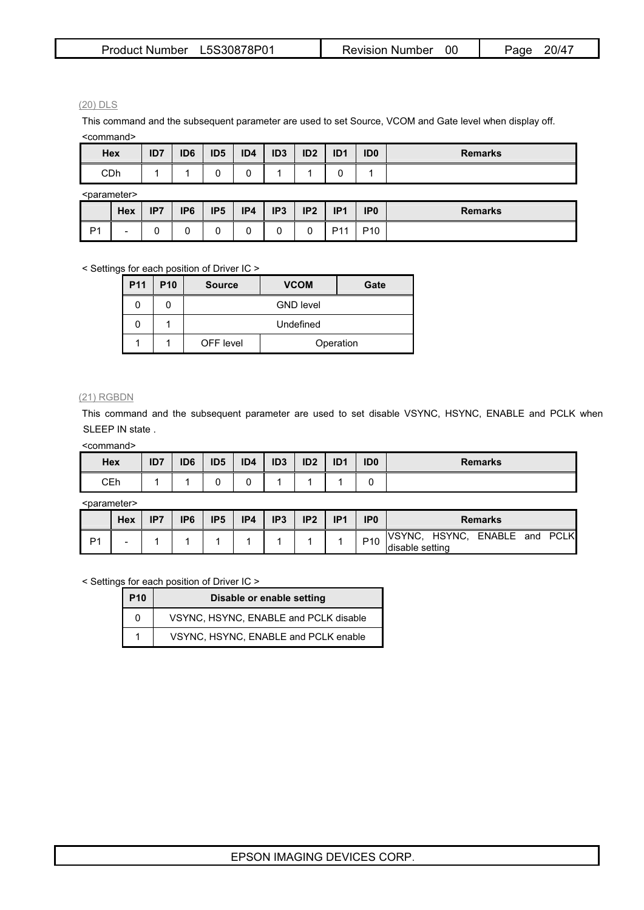## (20) DLS

This command and the subsequent parameter are used to set Source, VCOM and Gate level when display off.

<command>

| Hex | ID7 | ID6 | ID5 | ID4 | ID3 | ID2 | ID1 | ID0 | Remarks |
|---|---|---|---|---|---|---|---|---|---|
| CDh | 1 | 1 | 0 | 0 | 1 | 1 | 0 | 1 | |

<parameter>

| | Hex | IP7 | IP6 | IP5 | IP4 | IP3 | IP2 | IP1 | IP0 | Remarks |
|---|---|---|---|---|---|---|---|---|---|---|
| P1 | - | 0 | 0 | 0 | 0 | 0 | 0 | P11 | P10 | |

< Settings for each position of Driver IC >

| P11 | P10 | Source | VCOM | Gate |
|---|---|---|---|---|
| 0 | 0 | GND level | | |
| 0 | 1 | Undefined | | |
| 1 | 1 | OFF level | Operation | |

## (21) RGBDN

This command and the subsequent parameter are used to set disable VSYNC, HSYNC, ENABLE and PCLK when SLEEP IN state .

<command>

| Hex | ID7 | ID6 | ID5 | ID4 | ID3 | ID2 | ID1 | ID0 | Remarks |
|---|---|---|---|---|---|---|---|---|---|
| CEh | 1 | 1 | 0 | 0 | 1 | 1 | 1 | 0 | |

<parameter>

| | Hex | IP7 | IP6 | IP5 | IP4 | IP3 | IP2 | IP1 | IP0 | Remarks |
|---|---|---|---|---|---|---|---|---|---|---|
| P1 | - | 1 | 1 | 1 | 1 | 1 | 1 | 1 | P10 | VSYNC, HSYNC, ENABLE and PCLK disable setting |

< Settings for each position of Driver IC >

| P10 | Disable or enable setting |
|---|---|
| 0 | VSYNC, HSYNC, ENABLE and PCLK disable |
| 1 | VSYNC, HSYNC, ENABLE and PCLK enable |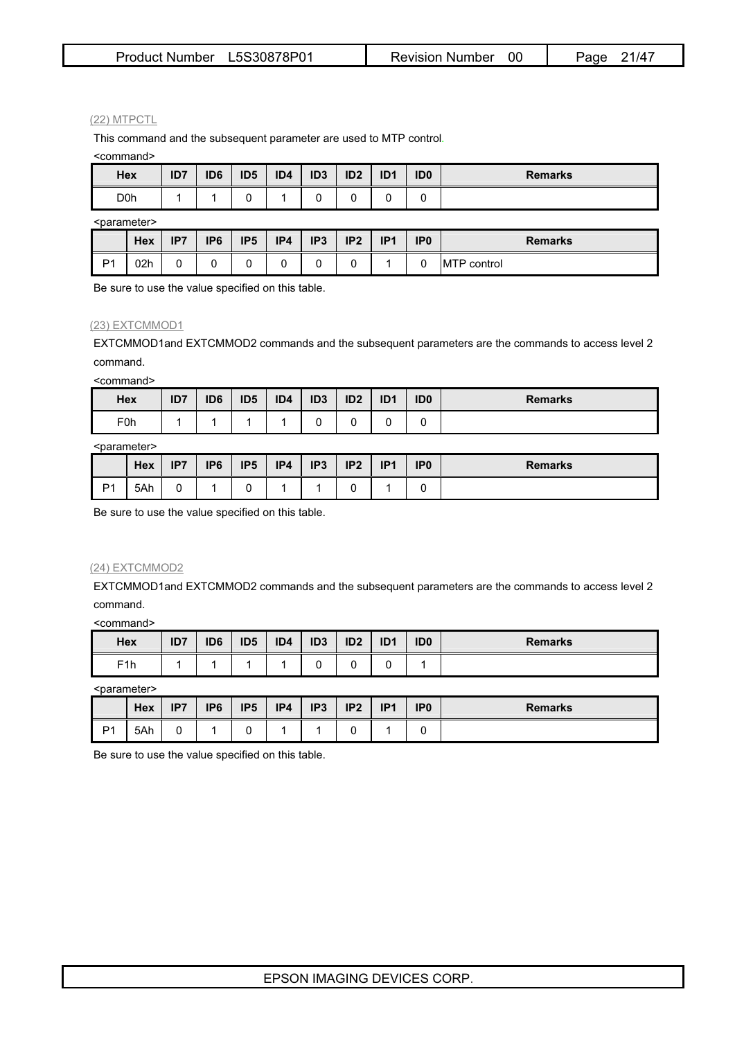(22) MTPCTL

This command and the subsequent parameter are used to MTP control.

<command>

| Hex | ID7 | ID6 | ID5 | ID4 | ID3 | ID2 | ID1 | ID0 | Remarks |
|---|---|---|---|---|---|---|---|---|---|
| D0h | 1 | 1 | 0 | 1 | 0 | 0 | 0 | 0 | |

<parameter>

| | Hex | IP7 | IP6 | IP5 | IP4 | IP3 | IP2 | IP1 | IP0 | Remarks |
|---|---|---|---|---|---|---|---|---|---|---|
| P1 | 02h | 0 | 0 | 0 | 0 | 0 | 0 | 1 | 0 | MTP control |

Be sure to use the value specified on this table.

(23) EXTCMMOD1

EXTCMMOD1and EXTCMMOD2 commands and the subsequent parameters are the commands to access level 2 command.

<command>

| Hex | ID7 | ID6 | ID5 | ID4 | ID3 | ID2 | ID1 | ID0 | Remarks |
|---|---|---|---|---|---|---|---|---|---|
| F0h | 1 | 1 | 1 | 1 | 0 | 0 | 0 | 0 | |

<parameter>

| | Hex | IP7 | IP6 | IP5 | IP4 | IP3 | IP2 | IP1 | IP0 | Remarks |
|---|---|---|---|---|---|---|---|---|---|---|
| P1 | 5Ah | 0 | 1 | 0 | 1 | 1 | 0 | 1 | 0 | |

Be sure to use the value specified on this table.

(24) EXTCMMOD2

EXTCMMOD1and EXTCMMOD2 commands and the subsequent parameters are the commands to access level 2 command.

<command>

| Hex | ID7 | ID6 | ID5 | ID4 | ID3 | ID2 | ID1 | ID0 | Remarks |
|---|---|---|---|---|---|---|---|---|---|
| F1h | 1 | 1 | 1 | 1 | 0 | 0 | 0 | 1 | |

<parameter>

| | Hex | IP7 | IP6 | IP5 | IP4 | IP3 | IP2 | IP1 | IP0 | Remarks |
|---|---|---|---|---|---|---|---|---|---|---|
| P1 | 5Ah | 0 | 1 | 0 | 1 | 1 | 0 | 1 | 0 | |

Be sure to use the value specified on this table.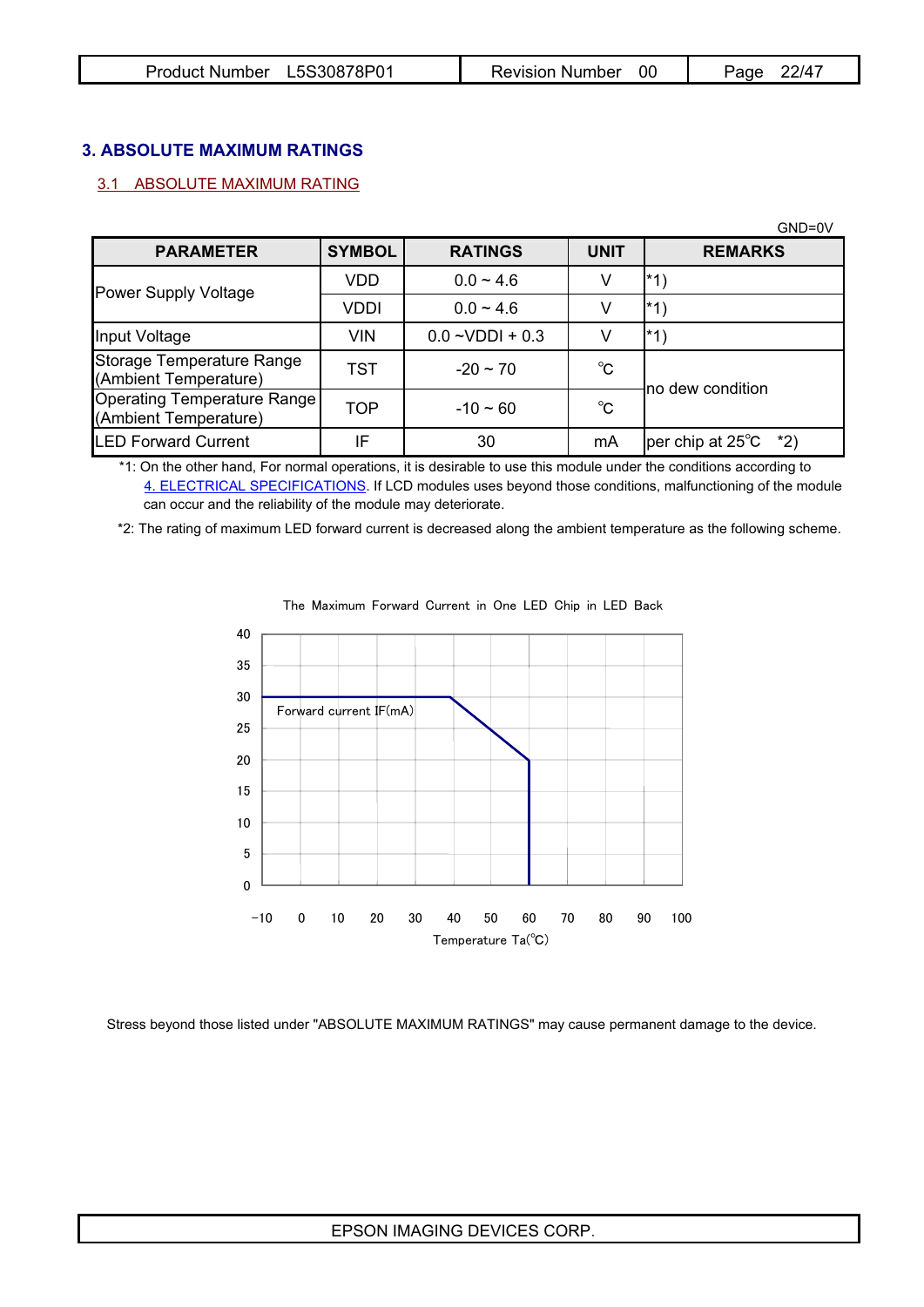## 3. ABSOLUTE MAXIMUM RATINGS

### 3.1 ABSOLUTE MAXIMUM RATING

GND=0V

| PARAMETER | SYMBOL | RATINGS | UNIT | REMARKS |
|---|---|---|---|---|
| Power Supply Voltage | VDD | 0.0 ~ 4.6 | V | *1) |
| | VDDI | 0.0 ~ 4.6 | V | *1) |
| Input Voltage | VIN | 0.0 ~VDDI + 0.3 | V | *1) |
| Storage Temperature Range (Ambient Temperature) | TST | -20 ~ 70 | ℃ | no dew condition |
| Operating Temperature Range (Ambient Temperature) | TOP | -10 ~ 60 | ℃ | |
| LED Forward Current | IF | 30 | mA | per chip at 25℃ *2) |

*1: On the other hand, For normal operations, it is desirable to use this module under the conditions according to 4. ELECTRICAL SPECIFICATIONS. If LCD modules uses beyond those conditions, malfunctioning of the module can occur and the reliability of the module may deteriorate.

*2: The rating of maximum LED forward current is decreased along the ambient temperature as the following scheme.

The Maximum Forward Current in One LED Chip in LED Back

Forward current IF(mA)

Temperature Ta(℃)

Stress beyond those listed under "ABSOLUTE MAXIMUM RATINGS" may cause permanent damage to the device.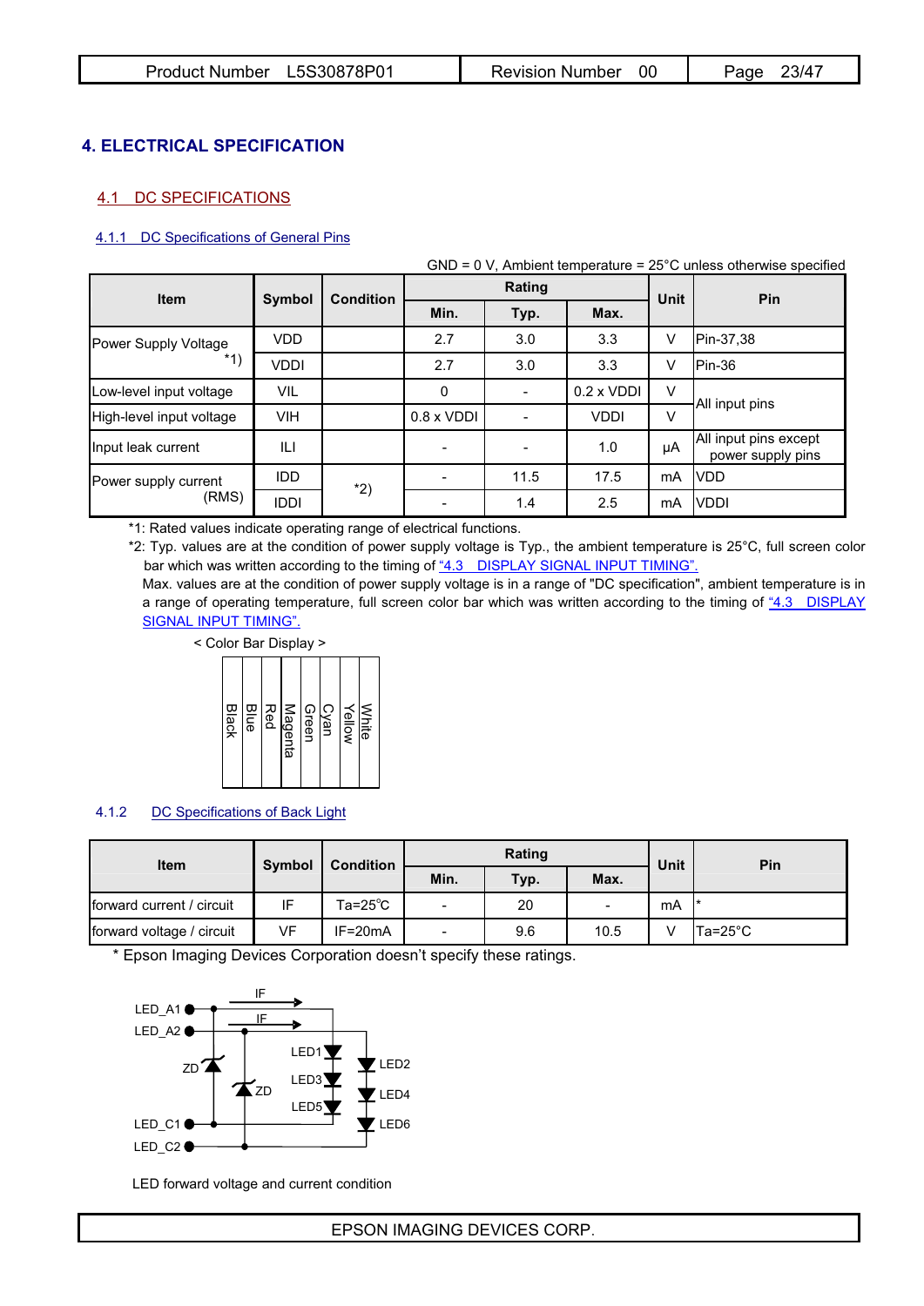# 4. ELECTRICAL SPECIFICATION

## 4.1 DC SPECIFICATIONS

### 4.1.1 DC Specifications of General Pins

GND = 0 V, Ambient temperature = 25°C unless otherwise specified

| Item | Symbol | Condition | Rating | | | Unit | Pin |
|---|---|---|---|---|---|---|---|
| | | | Min. | Typ. | Max. | | |
| Power Supply Voltage *1) | VDD | | 2.7 | 3.0 | 3.3 | V | Pin-37,38 |
| | VDDI | | 2.7 | 3.0 | 3.3 | V | Pin-36 |
| Low-level input voltage | VIL | | 0 | - | 0.2 x VDDI | V | All input pins |
| High-level input voltage | VIH | | 0.8 x VDDI | - | VDDI | V | All input pins |
| Input leak current | ILI | | - | - | 1.0 | μA | All input pins except power supply pins |
| Power supply current (RMS) | IDD | *2) | - | 11.5 | 17.5 | mA | VDD |
| | IDDI | *2) | - | 1.4 | 2.5 | mA | VDDI |

*1: Rated values indicate operating range of electrical functions.

*2: Typ. values are at the condition of power supply voltage is Typ., the ambient temperature is 25°C, full screen color bar which was written according to the timing of "4.3 DISPLAY SIGNAL INPUT TIMING".
Max. values are at the condition of power supply voltage is in a range of "DC specification", ambient temperature is in a range of operating temperature, full screen color bar which was written according to the timing of "4.3 DISPLAY SIGNAL INPUT TIMING".

< Color Bar Display >

| Black | Blue | Red | Magenta | Green | Cyan | Yellow | White |
|---|---|---|---|---|---|---|---|

### 4.1.2 DC Specifications of Back Light

| Item | Symbol | Condition | Rating | | | Unit | Pin |
|---|---|---|---|---|---|---|---|
| | | | Min. | Typ. | Max. | | |
| forward current / circuit | IF | Ta=25°C | - | 20 | - | mA | * |
| forward voltage / circuit | VF | IF=20mA | - | 9.6 | 10.5 | V | Ta=25°C |

\* Epson Imaging Devices Corporation doesn't specify these ratings.

LED_A1, LED_A2, LED_C1, LED_C2, ZD, ZD, LED1, LED2, LED3, LED4, LED5, LED6, IF, IF

LED forward voltage and current condition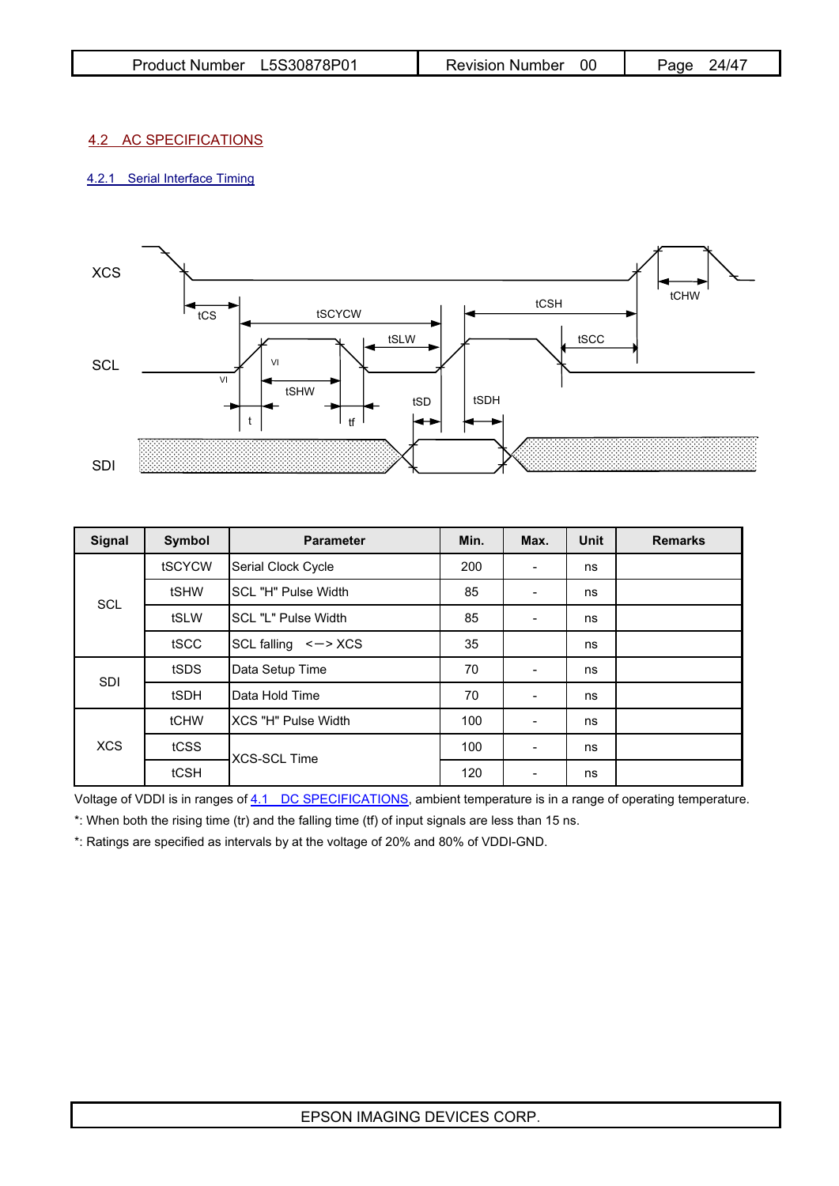## 4.2 AC SPECIFICATIONS

### 4.2.1 Serial Interface Timing

| Signal | Symbol | Parameter | Min. | Max. | Unit | Remarks |
|---|---|---|---|---|---|---|
| SCL | tSCYCW | Serial Clock Cycle | 200 | - | ns | |
| | tSHW | SCL "H" Pulse Width | 85 | - | ns | |
| | tSLW | SCL "L" Pulse Width | 85 | - | ns | |
| | tSCC | SCL falling <—> XCS | 35 | | ns | |
| SDI | tSDS | Data Setup Time | 70 | - | ns | |
| | tSDH | Data Hold Time | 70 | - | ns | |
| XCS | tCHW | XCS "H" Pulse Width | 100 | - | ns | |
| | tCSS | XCS-SCL Time | 100 | - | ns | |
| | tCSH | | 120 | - | ns | |

Voltage of VDDI is in ranges of 4.1 DC SPECIFICATIONS, ambient temperature is in a range of operating temperature.

*: When both the rising time (tr) and the falling time (tf) of input signals are less than 15 ns.

*: Ratings are specified as intervals by at the voltage of 20% and 80% of VDDI-GND.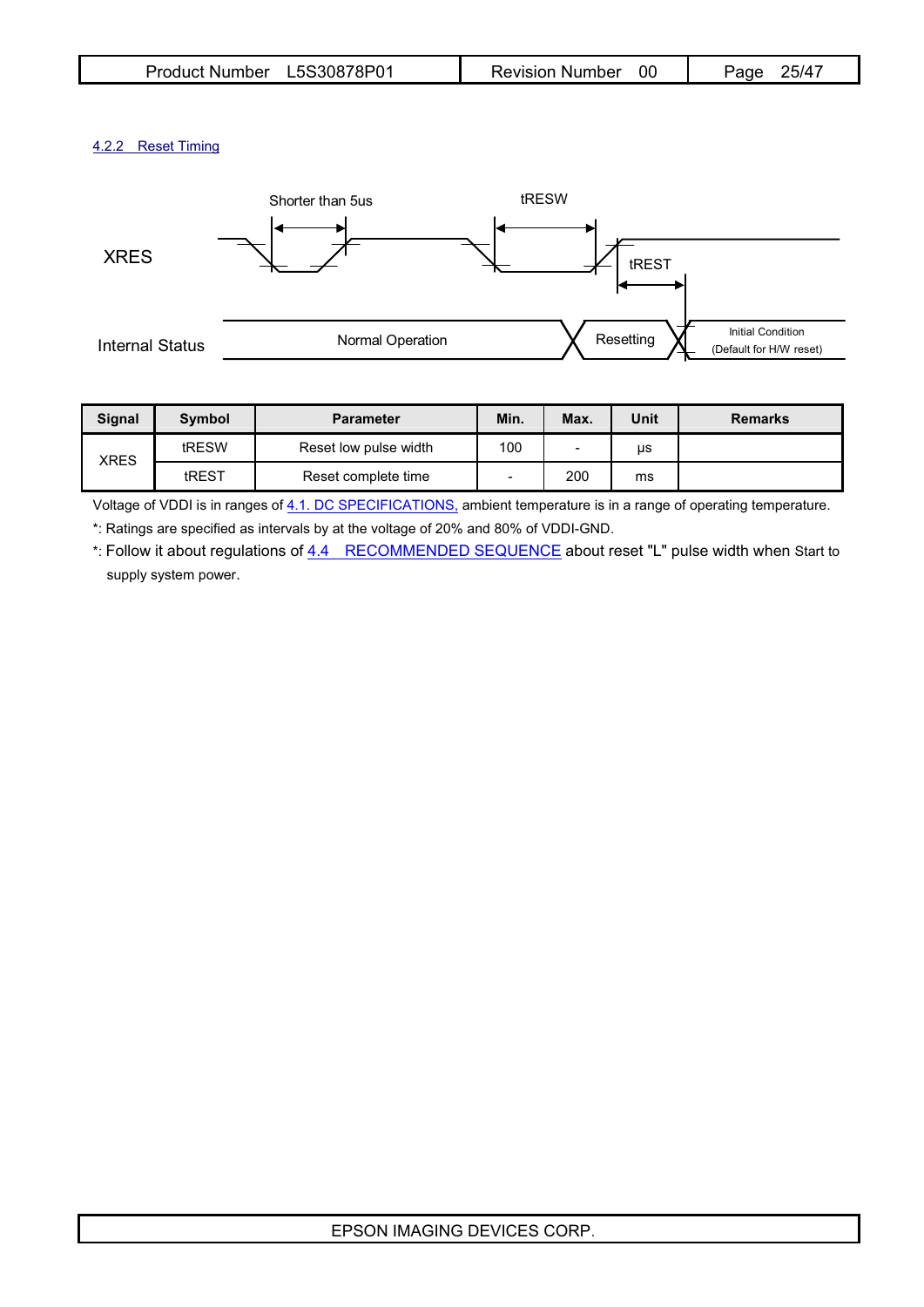### 4.2.2 Reset Timing

| Signal | Symbol | Parameter | Min. | Max. | Unit | Remarks |
|---|---|---|---|---|---|---|
| XRES | tRESW | Reset low pulse width | 100 | - | μs | |
| | tREST | Reset complete time | - | 200 | ms | |

Voltage of VDDI is in ranges of 4.1. DC SPECIFICATIONS, ambient temperature is in a range of operating temperature.

*: Ratings are specified as intervals by at the voltage of 20% and 80% of VDDI-GND.

*: Follow it about regulations of 4.4 RECOMMENDED SEQUENCE about reset "L" pulse width when Start to supply system power.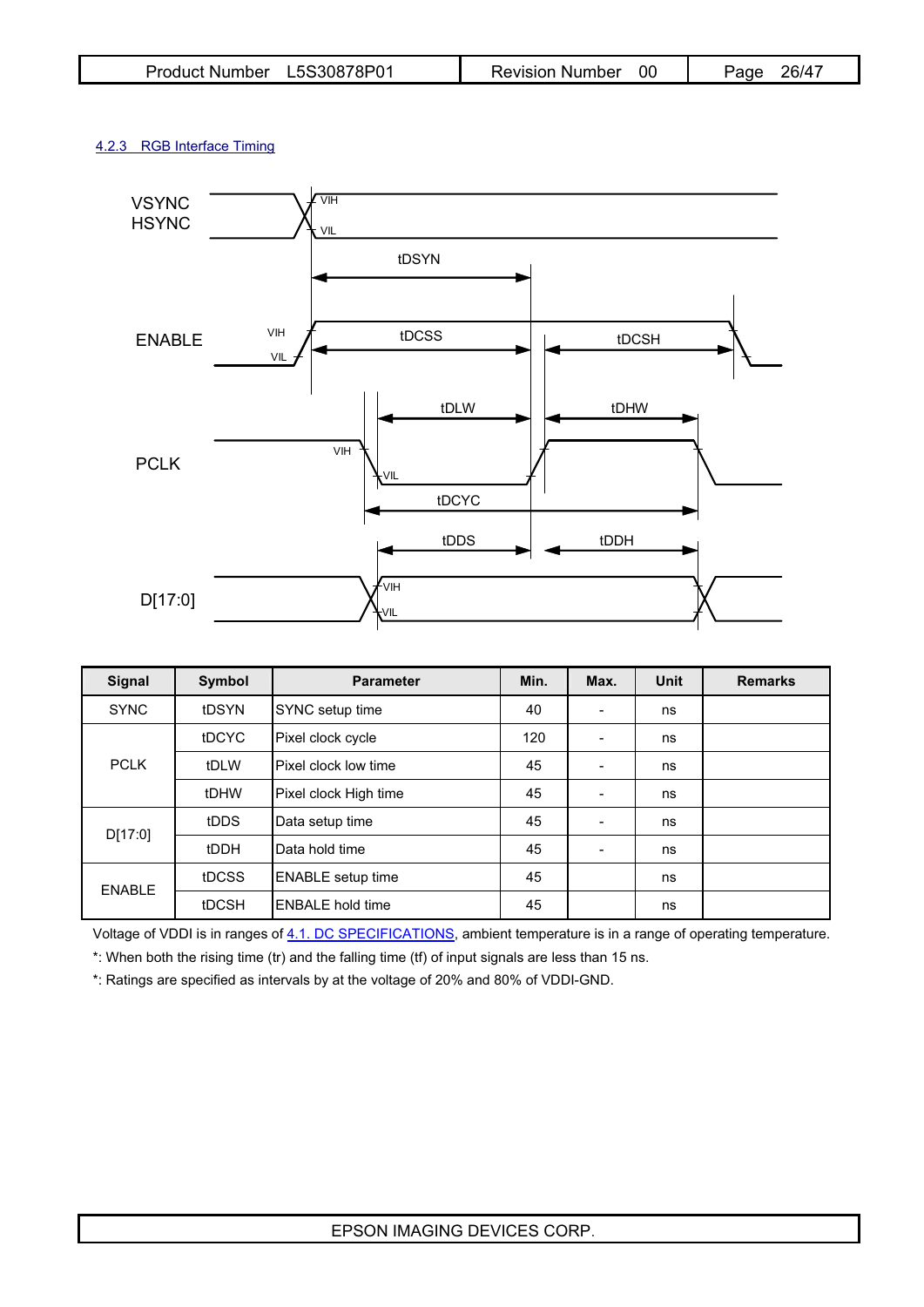#### 4.2.3 RGB Interface Timing

VSYNC
HSYNC

tDSYN

ENABLE

tDCSS

tDCSH

tDLW

tDHW

PCLK

tDCYC

tDDS

tDDH

D[17:0]

| Signal | Symbol | Parameter | Min. | Max. | Unit | Remarks |
|---|---|---|---|---|---|---|
| SYNC | tDSYN | SYNC setup time | 40 | - | ns | |
| PCLK | tDCYC | Pixel clock cycle | 120 | - | ns | |
| | tDLW | Pixel clock low time | 45 | - | ns | |
| | tDHW | Pixel clock High time | 45 | - | ns | |
| D[17:0] | tDDS | Data setup time | 45 | - | ns | |
| | tDDH | Data hold time | 45 | - | ns | |
| ENABLE | tDCSS | ENABLE setup time | 45 | | ns | |
| | tDCSH | ENBALE hold time | 45 | | ns | |

Voltage of VDDI is in ranges of 4.1. DC SPECIFICATIONS, ambient temperature is in a range of operating temperature.

*: When both the rising time (tr) and the falling time (tf) of input signals are less than 15 ns.

*: Ratings are specified as intervals by at the voltage of 20% and 80% of VDDI-GND.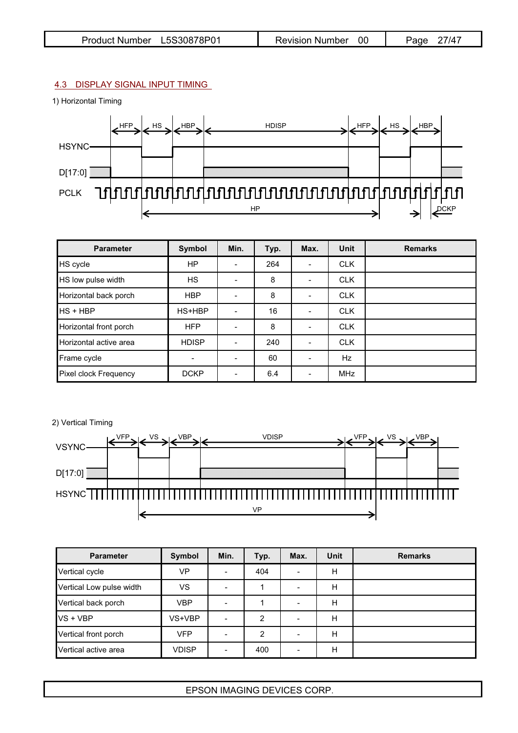## 4.3 DISPLAY SIGNAL INPUT TIMING

1) Horizontal Timing

| Parameter | Symbol | Min. | Typ. | Max. | Unit | Remarks |
|---|---|---|---|---|---|---|
| HS cycle | HP | - | 264 | - | CLK | |
| HS low pulse width | HS | - | 8 | - | CLK | |
| Horizontal back porch | HBP | - | 8 | - | CLK | |
| HS + HBP | HS+HBP | - | 16 | - | CLK | |
| Horizontal front porch | HFP | - | 8 | - | CLK | |
| Horizontal active area | HDISP | - | 240 | - | CLK | |
| Frame cycle | - | - | 60 | - | Hz | |
| Pixel clock Frequency | DCKP | - | 6.4 | - | MHz | |

2) Vertical Timing

| Parameter | Symbol | Min. | Typ. | Max. | Unit | Remarks |
|---|---|---|---|---|---|---|
| Vertical cycle | VP | - | 404 | - | H | |
| Vertical Low pulse width | VS | - | 1 | - | H | |
| Vertical back porch | VBP | - | 1 | - | H | |
| VS + VBP | VS+VBP | - | 2 | - | H | |
| Vertical front porch | VFP | - | 2 | - | H | |
| Vertical active area | VDISP | - | 400 | - | H | |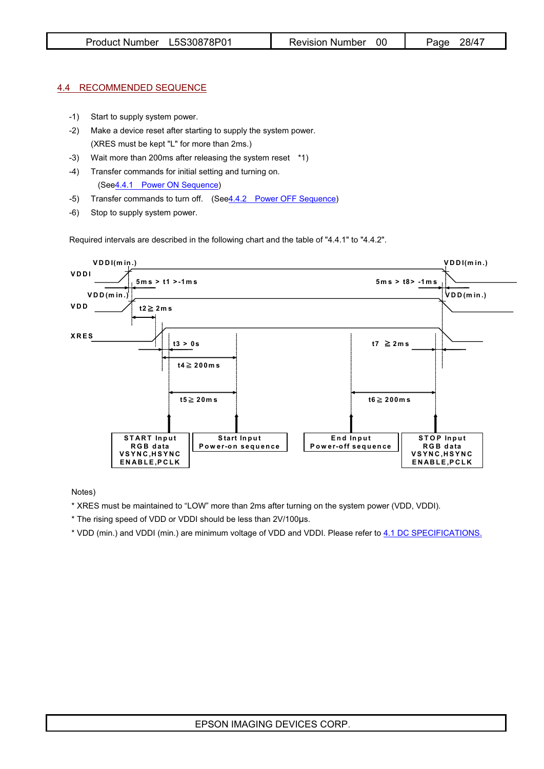## 4.4 RECOMMENDED SEQUENCE

-1) Start to supply system power.

-2) Make a device reset after starting to supply the system power.
(XRES must be kept "L" for more than 2ms.)

-3) Wait more than 200ms after releasing the system reset *1)

-4) Transfer commands for initial setting and turning on.
(See4.4.1 Power ON Sequence)

-5) Transfer commands to turn off. (See4.4.2 Power OFF Sequence)

-6) Stop to supply system power.

Required intervals are described in the following chart and the table of "4.4.1" to "4.4.2".

VDDI(min.)

VDDI

5ms > t1 >-1ms

5ms > t8> -1ms

VDDI(min.)

VDD(min.)

VDD(min.)

VDD

t2≧2ms

XRES

t3 > 0s

t7 ≧2ms

t4≧200ms

t5≧20ms

t6≧200ms

START Input
RGB data
VSYNC,HSYNC
ENABLE,PCLK

Start Input
Power-on sequence

End Input
Power-off sequence

STOP Input
RGB data
VSYNC,HSYNC
ENABLE,PCLK

Notes)

* XRES must be maintained to “LOW” more than 2ms after turning on the system power (VDD, VDDI).

* The rising speed of VDD or VDDI should be less than 2V/100µs.

* VDD (min.) and VDDI (min.) are minimum voltage of VDD and VDDI. Please refer to 4.1 DC SPECIFICATIONS.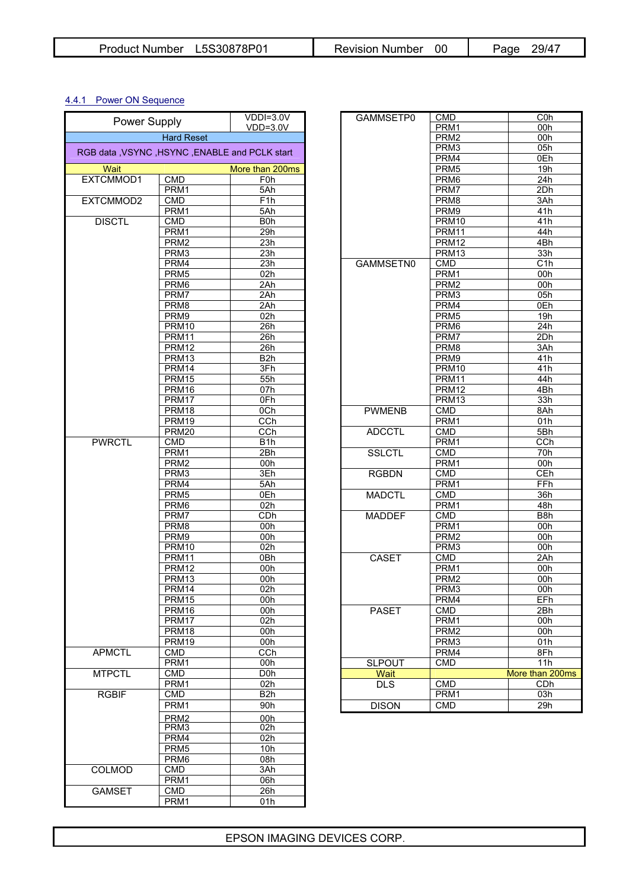### 4.4.1 Power ON Sequence

| Power Supply | | VDDI=3.0V VDD=3.0V |
|---|---|---|
| Hard Reset | | |
| RGB data ,VSYNC ,HSYNC ,ENABLE and PCLK start | | |
| Wait | | More than 200ms |
| EXTCMMOD1 | CMD | F0h |
| | PRM1 | 5Ah |
| EXTCMMOD2 | CMD | F1h |
| | PRM1 | 5Ah |
| DISCTL | CMD | B0h |
| | PRM1 | 29h |
| | PRM2 | 23h |
| | PRM3 | 23h |
| | PRM4 | 23h |
| | PRM5 | 02h |
| | PRM6 | 2Ah |
| | PRM7 | 2Ah |
| | PRM8 | 2Ah |
| | PRM9 | 02h |
| | PRM10 | 26h |
| | PRM11 | 26h |
| | PRM12 | 26h |
| | PRM13 | B2h |
| | PRM14 | 3Fh |
| | PRM15 | 55h |
| | PRM16 | 07h |
| | PRM17 | 0Fh |
| | PRM18 | 0Ch |
| | PRM19 | CCh |
| | PRM20 | CCh |
| PWRCTL | CMD | B1h |
| | PRM1 | 2Bh |
| | PRM2 | 00h |
| | PRM3 | 3Eh |
| | PRM4 | 5Ah |
| | PRM5 | 0Eh |
| | PRM6 | 02h |
| | PRM7 | CDh |
| | PRM8 | 00h |
| | PRM9 | 00h |
| | PRM10 | 02h |
| | PRM11 | 0Bh |
| | PRM12 | 00h |
| | PRM13 | 00h |
| | PRM14 | 02h |
| | PRM15 | 00h |
| | PRM16 | 00h |
| | PRM17 | 02h |
| | PRM18 | 00h |
| | PRM19 | 00h |
| APMCTL | CMD | CCh |
| | PRM1 | 00h |
| MTPCTL | CMD | D0h |
| | PRM1 | 02h |
| RGBIF | CMD | B2h |
| | PRM1 | 90h |
| | PRM2 | 00h |
| | PRM3 | 02h |
| | PRM4 | 02h |
| | PRM5 | 10h |
| | PRM6 | 08h |
| COLMOD | CMD | 3Ah |
| | PRM1 | 06h |
| GAMSET | CMD | 26h |
| | PRM1 | 01h |
| GAMMSETP0 | CMD | C0h |
| | PRM1 | 00h |
| | PRM2 | 00h |
| | PRM3 | 05h |
| | PRM4 | 0Eh |
| | PRM5 | 19h |
| | PRM6 | 24h |
| | PRM7 | 2Dh |
| | PRM8 | 3Ah |
| | PRM9 | 41h |
| | PRM10 | 41h |
| | PRM11 | 44h |
| | PRM12 | 4Bh |
| | PRM13 | 33h |
| GAMMSETN0 | CMD | C1h |
| | PRM1 | 00h |
| | PRM2 | 00h |
| | PRM3 | 05h |
| | PRM4 | 0Eh |
| | PRM5 | 19h |
| | PRM6 | 24h |
| | PRM7 | 2Dh |
| | PRM8 | 3Ah |
| | PRM9 | 41h |
| | PRM10 | 41h |
| | PRM11 | 44h |
| | PRM12 | 4Bh |
| | PRM13 | 33h |
| PWMENB | CMD | 8Ah |
| | PRM1 | 01h |
| ADCCTL | CMD | 5Bh |
| | PRM1 | CCh |
| SSLCTL | CMD | 70h |
| | PRM1 | 00h |
| RGBDN | CMD | CEh |
| | PRM1 | FFh |
| MADCTL | CMD | 36h |
| | PRM1 | 48h |
| MADDEF | CMD | B8h |
| | PRM1 | 00h |
| | PRM2 | 00h |
| | PRM3 | 00h |
| CASET | CMD | 2Ah |
| | PRM1 | 00h |
| | PRM2 | 00h |
| | PRM3 | 00h |
| | PRM4 | EFh |
| PASET | CMD | 2Bh |
| | PRM1 | 00h |
| | PRM2 | 00h |
| | PRM3 | 01h |
| | PRM4 | 8Fh |
| SLPOUT | CMD | 11h |
| Wait | | More than 200ms |
| DLS | CMD | CDh |
| | PRM1 | 03h |
| DISON | CMD | 29h |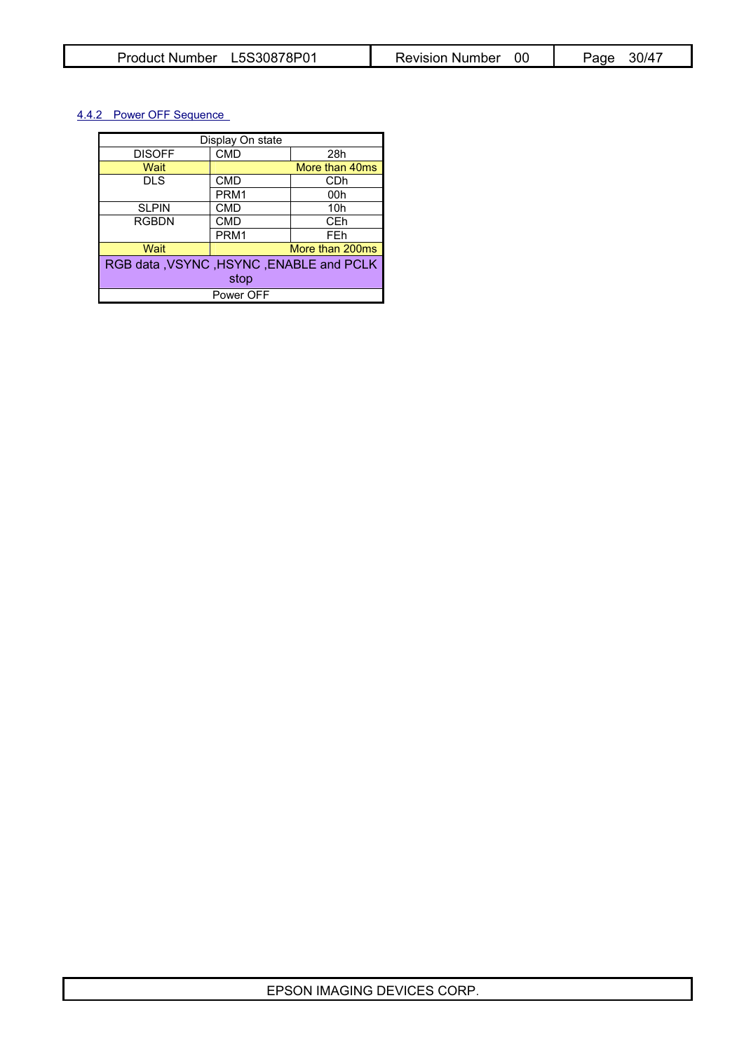#### 4.4.2 Power OFF Sequence

| Display On state | | |
|---|---|---|
| DISOFF | CMD | 28h |
| Wait | | More than 40ms |
| DLS | CMD | CDh |
| | PRM1 | 00h |
| SLPIN | CMD | 10h |
| RGBDN | CMD | CEh |
| | PRM1 | FEh |
| Wait | | More than 200ms |
| RGB data ,VSYNC ,HSYNC ,ENABLE and PCLK stop | | |
| Power OFF | | |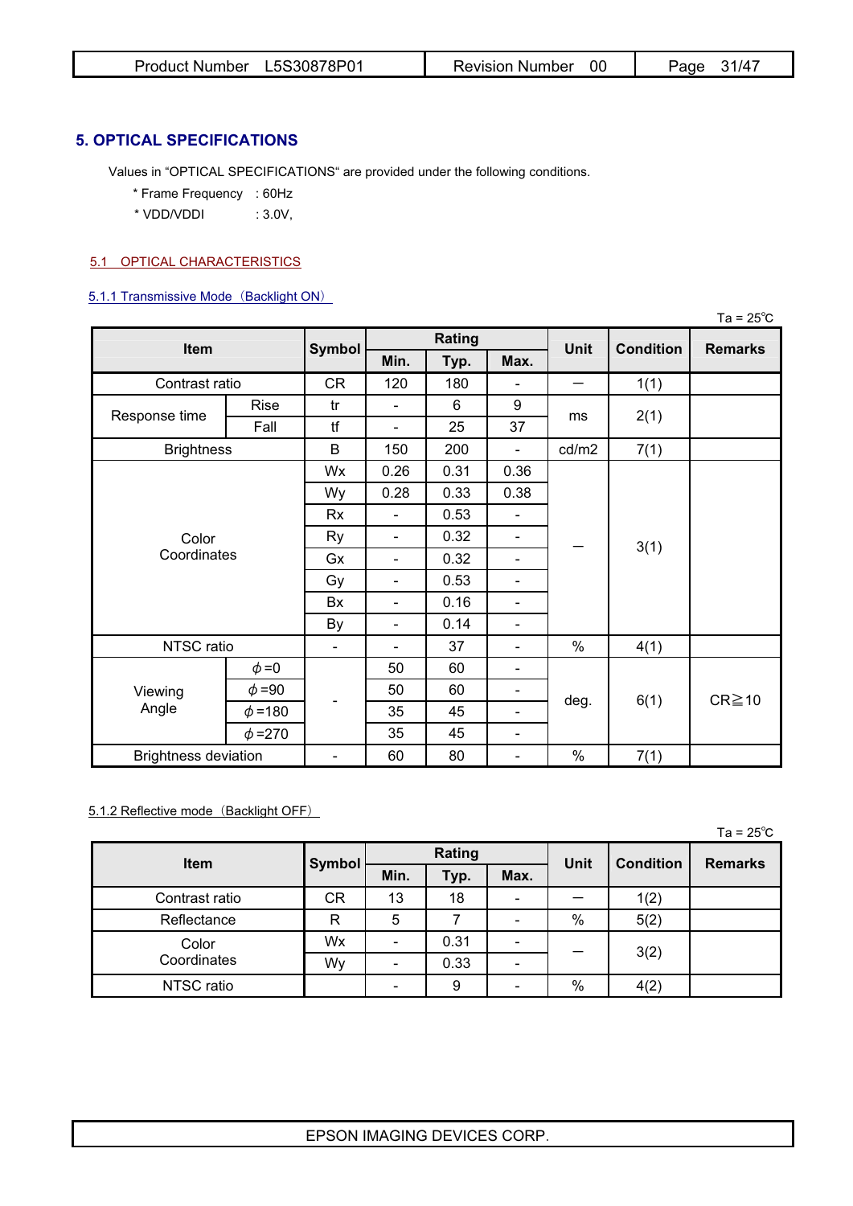## 5. OPTICAL SPECIFICATIONS

Values in "OPTICAL SPECIFICATIONS" are provided under the following conditions.

* Frame Frequency : 60Hz
* VDD/VDDI : 3.0V,

### 5.1 OPTICAL CHARACTERISTICS

#### 5.1.1 Transmissive Mode（Backlight ON）

Ta = 25℃

| Item | | Symbol | Rating | | | Unit | Condition | Remarks |
|---|---|---|---|---|---|---|---|---|
| | | | Min. | Typ. | Max. | | | |
| Contrast ratio | | CR | 120 | 180 | - | — | 1(1) | |
| Response time | Rise | tr | - | 6 | 9 | ms | 2(1) | |
| | Fall | tf | - | 25 | 37 | | | |
| Brightness | | B | 150 | 200 | - | cd/m2 | 7(1) | |
| Color Coordinates | | Wx | 0.26 | 0.31 | 0.36 | — | 3(1) | |
| | | Wy | 0.28 | 0.33 | 0.38 | | | |
| | | Rx | - | 0.53 | - | | | |
| | | Ry | - | 0.32 | - | | | |
| | | Gx | - | 0.32 | - | | | |
| | | Gy | - | 0.53 | - | | | |
| | | Bx | - | 0.16 | - | | | |
| | | By | - | 0.14 | - | | | |
| NTSC ratio | | - | - | 37 | - | % | 4(1) | |
| Viewing Angle | $\phi$=0 | - | 50 | 60 | - | deg. | 6(1) | CR≧10 |
| | $\phi$=90 | | 50 | 60 | - | | | |
| | $\phi$=180 | | 35 | 45 | - | | | |
| | $\phi$=270 | | 35 | 45 | - | | | |
| Brightness deviation | | - | 60 | 80 | - | % | 7(1) | |

#### 5.1.2 Reflective mode（Backlight OFF）

Ta = 25℃

| Item | Symbol | Rating | | | Unit | Condition | Remarks |
|---|---|---|---|---|---|---|---|
| | | Min. | Typ. | Max. | | | |
| Contrast ratio | CR | 13 | 18 | - | — | 1(2) | |
| Reflectance | R | 5 | 7 | - | % | 5(2) | |
| Color Coordinates | Wx | - | 0.31 | - | — | 3(2) | |
| | Wy | - | 0.33 | - | | | |
| NTSC ratio | | - | 9 | - | % | 4(2) | |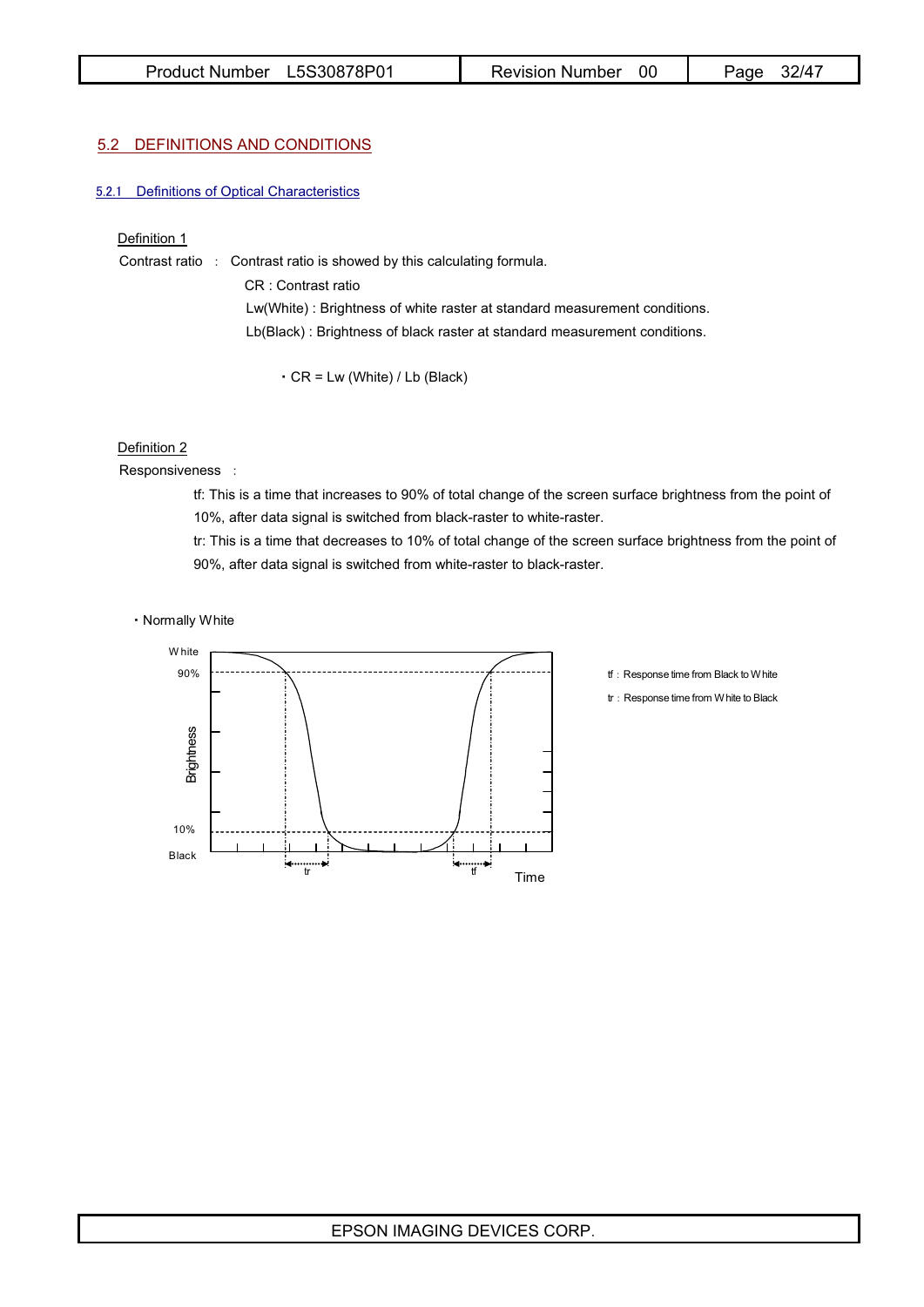## 5.2 DEFINITIONS AND CONDITIONS

### 5.2.1 Definitions of Optical Characteristics

Definition 1

Contrast ratio : Contrast ratio is showed by this calculating formula.

CR : Contrast ratio

Lw(White) : Brightness of white raster at standard measurement conditions.

Lb(Black) : Brightness of black raster at standard measurement conditions.

・CR = Lw (White) / Lb (Black)

Definition 2

Responsiveness :

tf: This is a time that increases to 90% of total change of the screen surface brightness from the point of 10%, after data signal is switched from black-raster to white-raster.

tr: This is a time that decreases to 10% of total change of the screen surface brightness from the point of 90%, after data signal is switched from white-raster to black-raster.

・Normally White

White
90%
Brightness
10%
Black
tr
tf
Time

tf : Response time from Black to White

tr : Response time from White to Black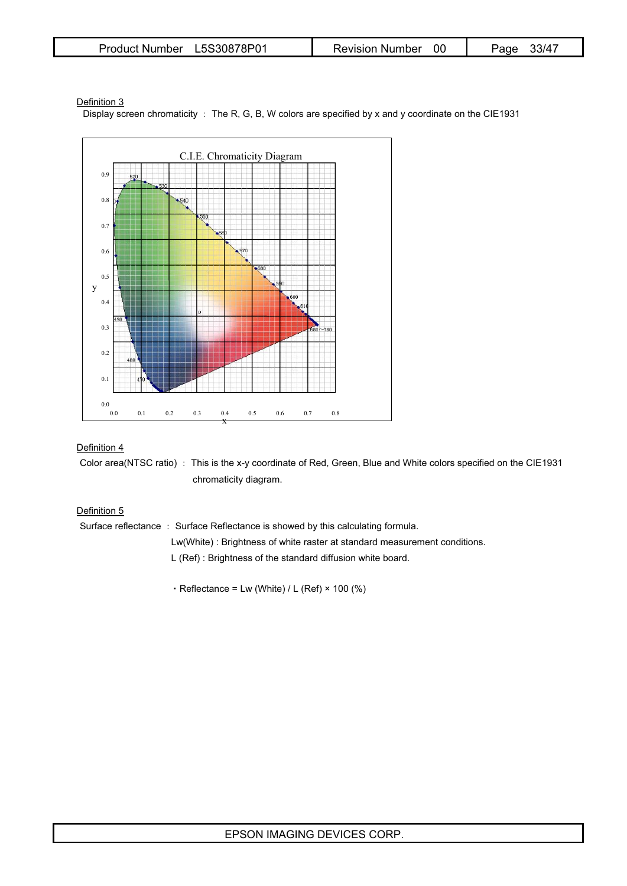Definition 3

Display screen chromaticity : The R, G, B, W colors are specified by x and y coordinate on the CIE1931

Definition 4

Color area(NTSC ratio) : This is the x-y coordinate of Red, Green, Blue and White colors specified on the CIE1931 chromaticity diagram.

Definition 5

Surface reflectance : Surface Reflectance is showed by this calculating formula.

Lw(White) : Brightness of white raster at standard measurement conditions.

L (Ref) : Brightness of the standard diffusion white board.

・Reflectance = Lw (White) / L (Ref) × 100 (%)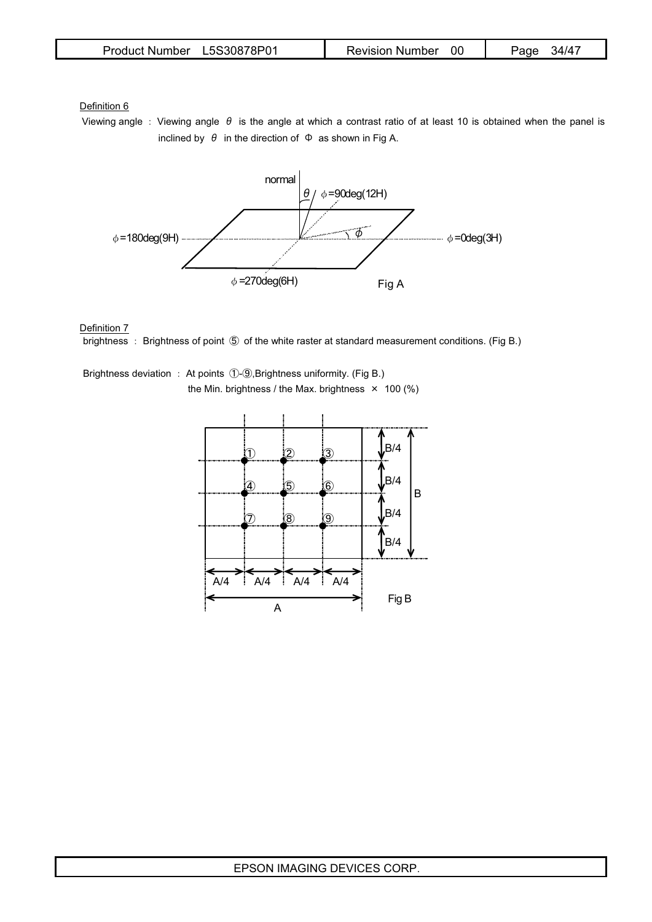Definition 6

Viewing angle : Viewing angle $\theta$ is the angle at which a contrast ratio of at least 10 is obtained when the panel is inclined by $\theta$ in the direction of $\Phi$ as shown in Fig A.

Fig A

Definition 7

brightness : Brightness of point ⑤ of the white raster at standard measurement conditions. (Fig B.)

Brightness deviation : At points ①-⑨,Brightness uniformity. (Fig B.)
the Min. brightness / the Max. brightness × 100 (%)

Fig B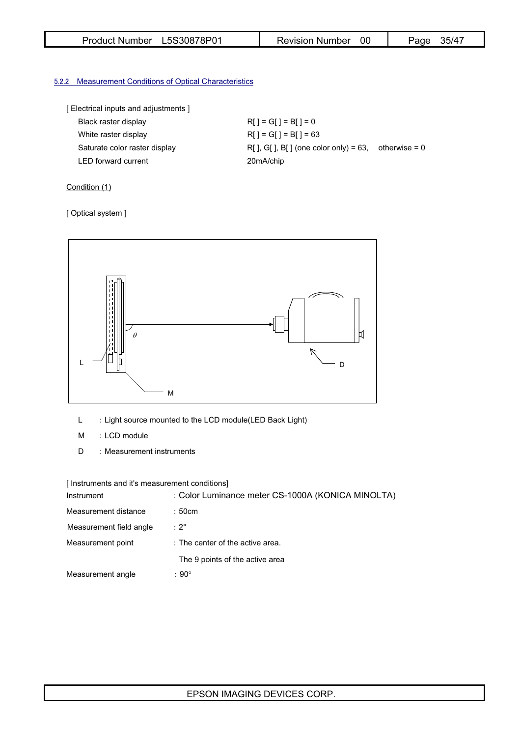### 5.2.2 Measurement Conditions of Optical Characteristics

[ Electrical inputs and adjustments ]

| | |
|---|---|
| Black raster display | R[ ] = G[ ] = B[ ] = 0 |
| White raster display | R[ ] = G[ ] = B[ ] = 63 |
| Saturate color raster display | R[ ], G[ ], B[ ] (one color only) = 63, otherwise = 0 |
| LED forward current | 20mA/chip |

Condition (1)

[ Optical system ]

L : Light source mounted to the LCD module(LED Back Light)

M : LCD module

D : Measurement instruments

[ Instruments and it's measurement conditions]

| | |
|---|---|
| Instrument | : Color Luminance meter CS-1000A (KONICA MINOLTA) |
| Measurement distance | : 50cm |
| Measurement field angle | : 2° |
| Measurement point | : The center of the active area. |
| | The 9 points of the active area |
| Measurement angle | : 90° |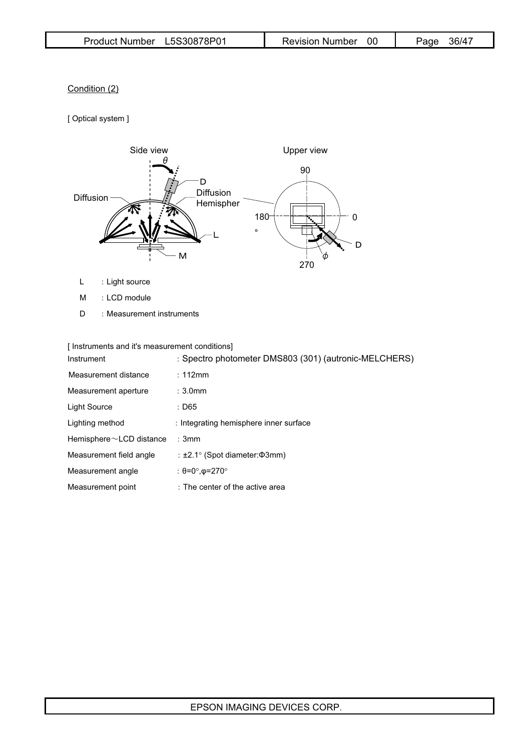Condition (2)

[ Optical system ]

Side view

Upper view

L : Light source

M : LCD module

D : Measurement instruments

[ Instruments and it's measurement conditions]

| | |
|---|---|
| Instrument | : Spectro photometer DMS803 (301) (autronic-MELCHERS) |
| Measurement distance | : 112mm |
| Measurement aperture | : 3.0mm |
| Light Source | : D65 |
| Lighting method | : Integrating hemisphere inner surface |
| Hemisphere～LCD distance | : 3mm |
| Measurement field angle | : ±2.1° (Spot diameter:Φ3mm) |
| Measurement angle | : θ=0°,φ=270° |
| Measurement point | : The center of the active area |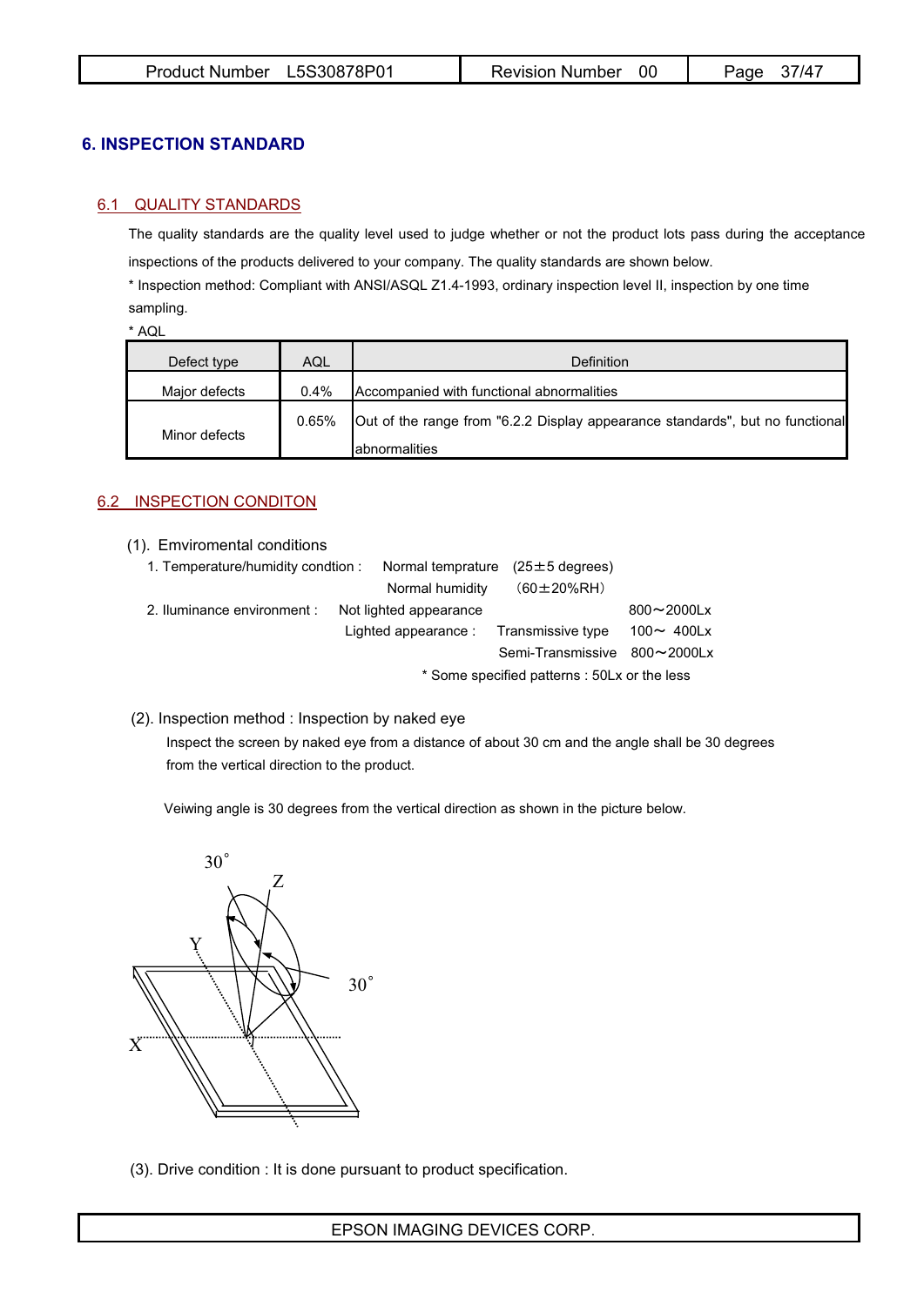## 6. INSPECTION STANDARD

### 6.1 QUALITY STANDARDS

The quality standards are the quality level used to judge whether or not the product lots pass during the acceptance inspections of the products delivered to your company. The quality standards are shown below.

* Inspection method: Compliant with ANSI/ASQL Z1.4-1993, ordinary inspection level II, inspection by one time sampling.

* AQL

| Defect type | AQL | Definition |
|---|---|---|
| Major defects | 0.4% | Accompanied with functional abnormalities |
| Minor defects | 0.65% | Out of the range from "6.2.2 Display appearance standards", but no functional abnormalities |

### 6.2 INSPECTION CONDITON

(1). Emviromental conditions

1. Temperature/humidity condtion : Normal temprature (25±5 degrees)
   Normal humidity (60±20%RH)
2. Iluminance environment : Not lighted appearance 800～2000Lx
   Lighted appearance : Transmissive type 100～ 400Lx
   Semi-Transmissive 800～2000Lx
   * Some specified patterns : 50Lx or the less

(2). Inspection method : Inspection by naked eye

Inspect the screen by naked eye from a distance of about 30 cm and the angle shall be 30 degrees from the vertical direction to the product.

Veiwing angle is 30 degrees from the vertical direction as shown in the picture below.

(3). Drive condition : It is done pursuant to product specification.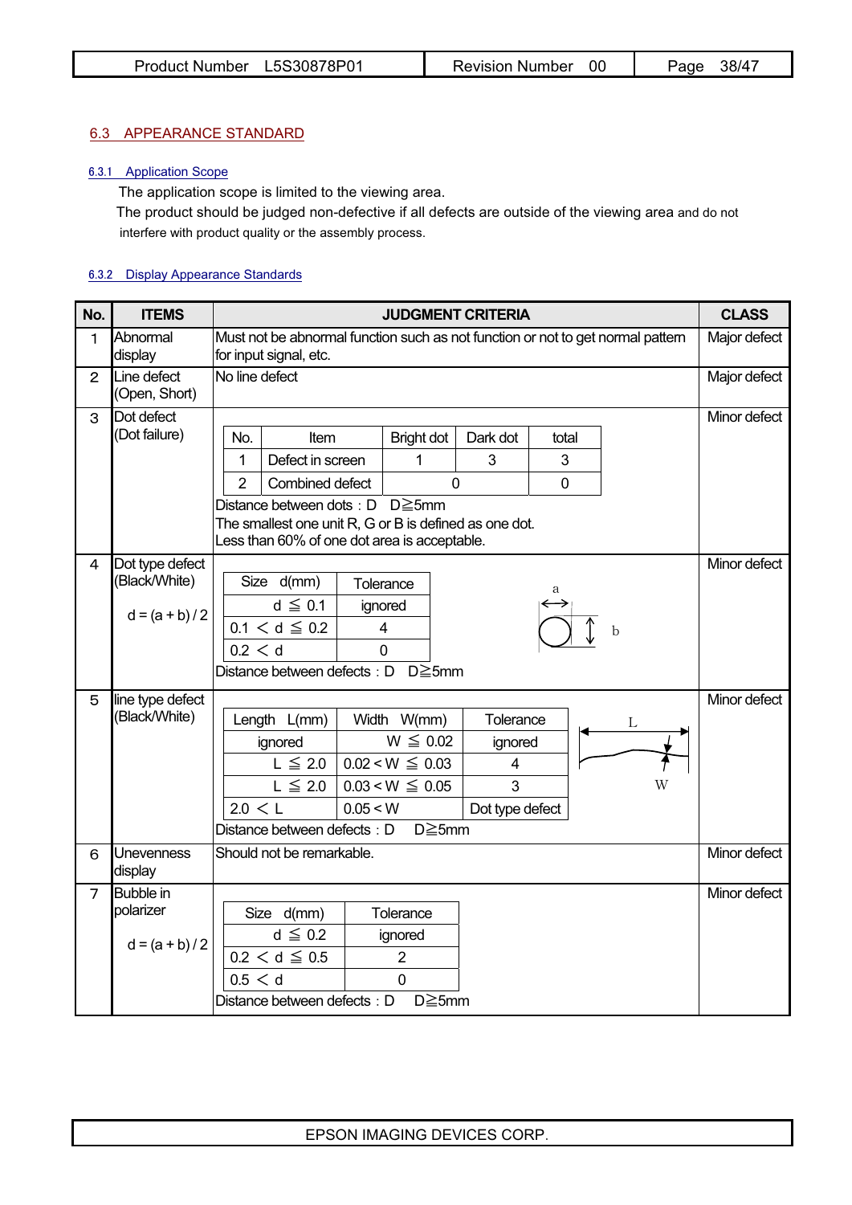## 6.3 APPEARANCE STANDARD

### 6.3.1 Application Scope

The application scope is limited to the viewing area.

The product should be judged non-defective if all defects are outside of the viewing area and do not interfere with product quality or the assembly process.

### 6.3.2 Display Appearance Standards

| No. | ITEMS | JUDGMENT CRITERIA | CLASS |
|---|---|---|---|
| 1 | Abnormal display | Must not be abnormal function such as not function or not to get normal pattern for input signal, etc. | Major defect |
| 2 | Line defect (Open, Short) | No line defect | Major defect |
| 3 | Dot defect (Dot failure) | No. 1 – Defect in screen: Bright dot 1, Dark dot 3, total 3<br>No. 2 – Combined defect: Bright dot / Dark dot 0, total 0<br>Distance between dots : D　D≧5mm<br>The smallest one unit R, G or B is defined as one dot.<br>Less than 60% of one dot area is acceptable. | Minor defect |
| 4 | Dot type defect (Black/White)<br>d = (a + b) / 2 | Size d(mm) / Tolerance:<br>d ≦ 0.1 : ignored<br>0.1 ＜ d ≦ 0.2 : 4<br>0.2 ＜ d : 0<br>Distance between defects : D　D≧5mm | Minor defect |
| 5 | line type defect (Black/White) | Length L(mm) / Width W(mm) / Tolerance:<br>ignored / W ≦ 0.02 / ignored<br>L ≦ 2.0 / 0.02 < W ≦ 0.03 / 4<br>L ≦ 2.0 / 0.03 < W ≦ 0.05 / 3<br>2.0 ＜ L / 0.05 < W / Dot type defect<br>Distance between defects : D　D≧5mm | Minor defect |
| 6 | Unevenness display | Should not be remarkable. | Minor defect |
| 7 | Bubble in polarizer<br>d = (a + b) / 2 | Size d(mm) / Tolerance:<br>d ≦ 0.2 : ignored<br>0.2 ＜ d ≦ 0.5 : 2<br>0.5 ＜ d : 0<br>Distance between defects : D　D≧5mm | Minor defect |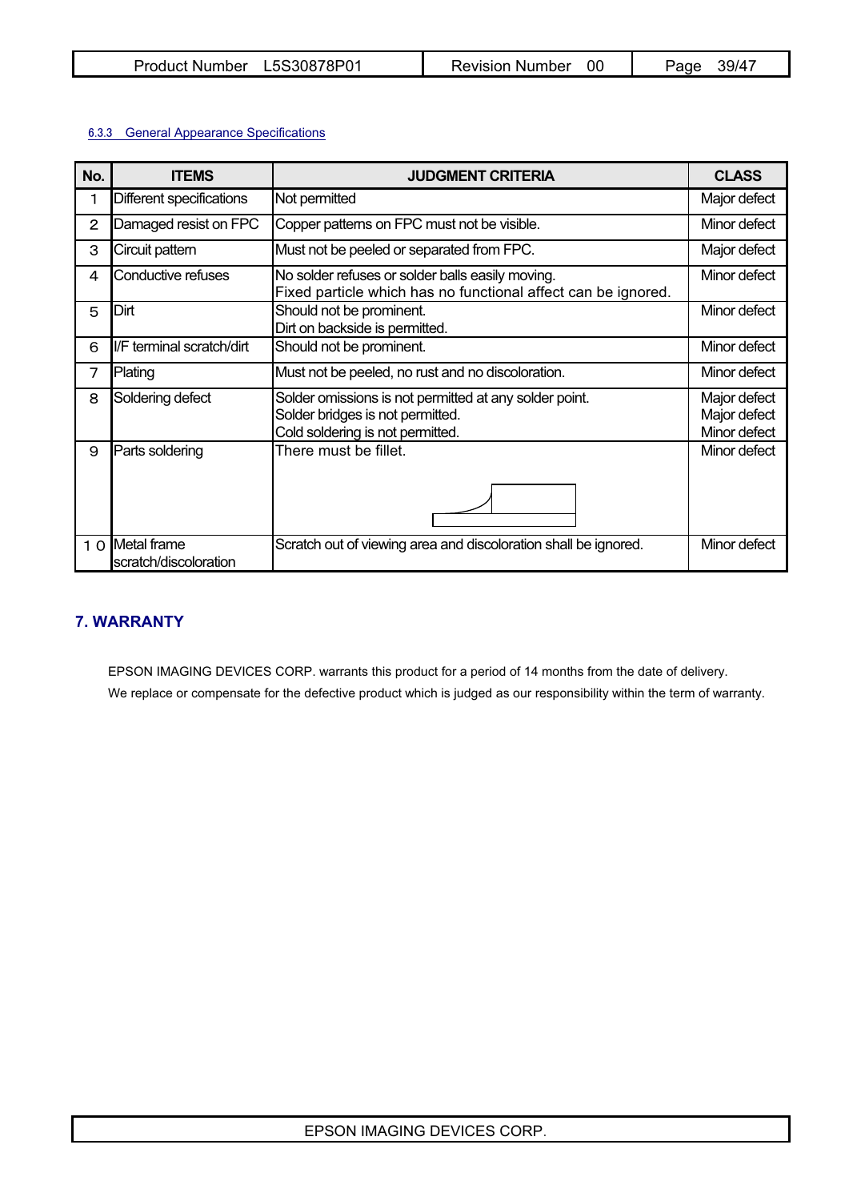#### 6.3.3 General Appearance Specifications

| No. | ITEMS | JUDGMENT CRITERIA | CLASS |
|---|---|---|---|
| 1 | Different specifications | Not permitted | Major defect |
| 2 | Damaged resist on FPC | Copper patterns on FPC must not be visible. | Minor defect |
| 3 | Circuit pattern | Must not be peeled or separated from FPC. | Major defect |
| 4 | Conductive refuses | No solder refuses or solder balls easily moving.<br>Fixed particle which has no functional affect can be ignored. | Minor defect |
| 5 | Dirt | Should not be prominent.<br>Dirt on backside is permitted. | Minor defect |
| 6 | I/F terminal scratch/dirt | Should not be prominent. | Minor defect |
| 7 | Plating | Must not be peeled, no rust and no discoloration. | Minor defect |
| 8 | Soldering defect | Solder omissions is not permitted at any solder point.<br>Solder bridges is not permitted.<br>Cold soldering is not permitted. | Major defect<br>Major defect<br>Minor defect |
| 9 | Parts soldering | There must be fillet. | Minor defect |
| 10 | Metal frame scratch/discoloration | Scratch out of viewing area and discoloration shall be ignored. | Minor defect |

## 7. WARRANTY

EPSON IMAGING DEVICES CORP. warrants this product for a period of 14 months from the date of delivery.
We replace or compensate for the defective product which is judged as our responsibility within the term of warranty.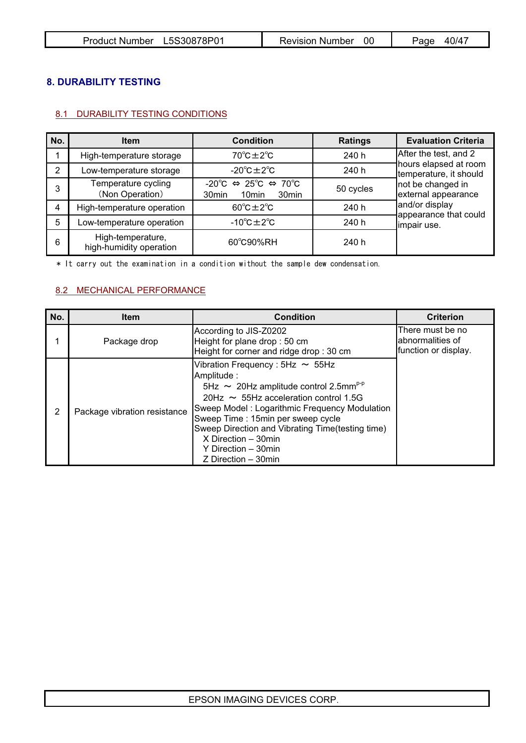## 8. DURABILITY TESTING

### 8.1 DURABILITY TESTING CONDITIONS

| No. | Item | Condition | Ratings | Evaluation Criteria |
|---|---|---|---|---|
| 1 | High-temperature storage | 70℃±2℃ | 240 h | After the test, and 2 hours elapsed at room temperature, it should not be changed in external appearance and/or display appearance that could impair use. |
| 2 | Low-temperature storage | -20℃±2℃ | 240 h | |
| 3 | Temperature cycling (Non Operation) | -20℃ ⇔ 25℃ ⇔ 70℃<br>30min 10min 30min | 50 cycles | |
| 4 | High-temperature operation | 60℃±2℃ | 240 h | |
| 5 | Low-temperature operation | -10℃±2℃ | 240 h | |
| 6 | High-temperature, high-humidity operation | 60℃90%RH | 240 h | |

* It carry out the examination in a condition without the sample dew condensation.

### 8.2 MECHANICAL PERFORMANCE

| No. | Item | Condition | Criterion |
|---|---|---|---|
| 1 | Package drop | According to JIS-Z0202<br>Height for plane drop : 50 cm<br>Height for corner and ridge drop : 30 cm | There must be no abnormalities of function or display. |
| 2 | Package vibration resistance | Vibration Frequency : 5Hz ～ 55Hz<br>Amplitude :<br>5Hz ～ 20Hz amplitude control 2.5mm$^{p-p}$<br>20Hz ～ 55Hz acceleration control 1.5G<br>Sweep Model : Logarithmic Frequency Modulation<br>Sweep Time : 15min per sweep cycle<br>Sweep Direction and Vibrating Time(testing time)<br>X Direction – 30min<br>Y Direction – 30min<br>Z Direction – 30min | |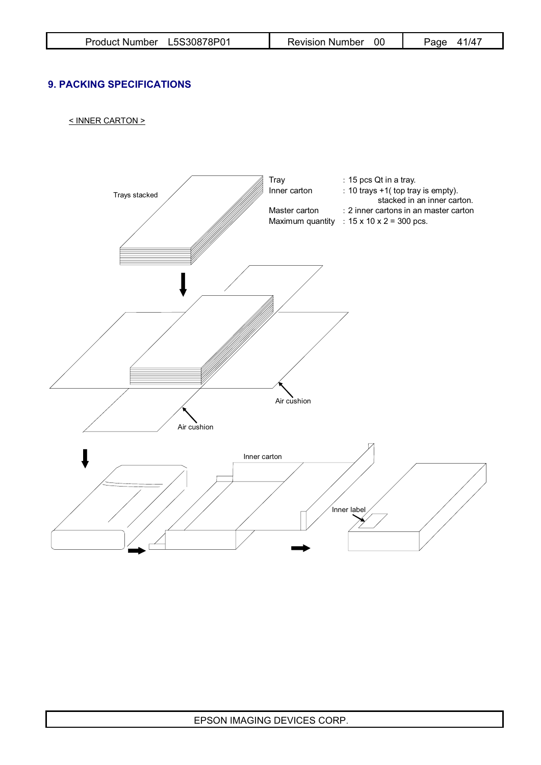## 9. PACKING SPECIFICATIONS

< INNER CARTON >

| | |
|---|---|
| Tray | : 15 pcs Qt in a tray. |
| Inner carton | : 10 trays +1( top tray is empty). stacked in an inner carton. |
| Master carton | : 2 inner cartons in an master carton |
| Maximum quantity | : 15 x 10 x 2 = 300 pcs. |

Trays stacked

Air cushion

Air cushion

Inner carton

Inner label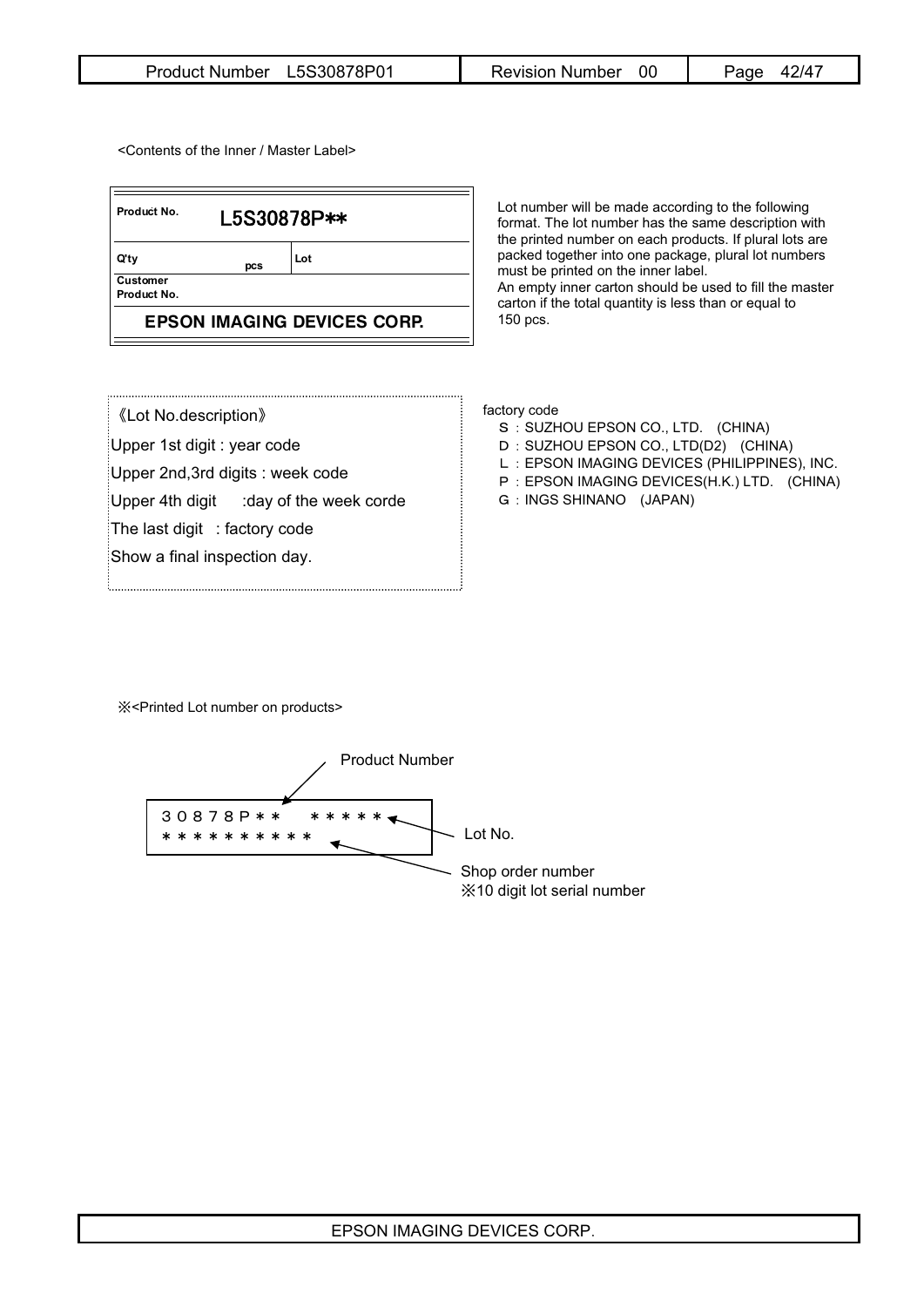<Contents of the Inner / Master Label>

| Product No. | L5S30878P** | |
|---|---|---|
| Q'ty | pcs | Lot |
| Customer Product No. | | |
| **EPSON IMAGING DEVICES CORP.** | | |

Lot number will be made according to the following format. The lot number has the same description with the printed number on each products. If plural lots are packed together into one package, plural lot numbers must be printed on the inner label.
An empty inner carton should be used to fill the master carton if the total quantity is less than or equal to 150 pcs.

《Lot No.description》
Upper 1st digit : year code
Upper 2nd,3rd digits : week code
Upper 4th digit :day of the week corde
The last digit : factory code
Show a final inspection day.

factory code
Ｓ：SUZHOU EPSON CO., LTD. (CHINA)
Ｄ：SUZHOU EPSON CO., LTD(D2) (CHINA)
Ｌ：EPSON IMAGING DEVICES (PHILIPPINES), INC.
Ｐ：EPSON IMAGING DEVICES(H.K.) LTD. (CHINA)
Ｇ：INGS SHINANO (JAPAN)

※<Printed Lot number on products>

```
３０８７８Ｐ＊＊　＊＊＊＊＊
＊＊＊＊＊＊＊＊＊＊
```

Product Number
Lot No.
Shop order number
※10 digit lot serial number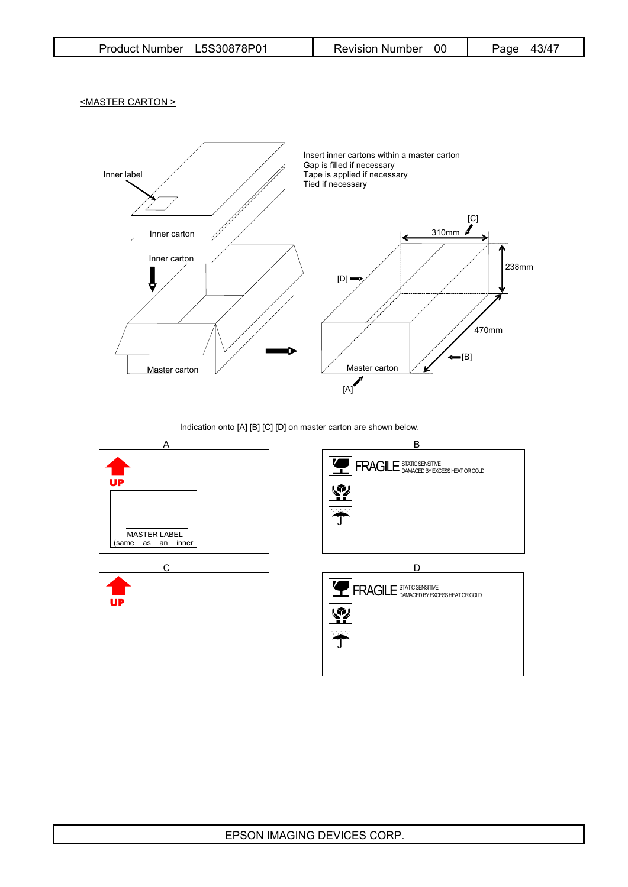<MASTER CARTON >

Inner label

Inner carton

Inner carton

Master carton

Insert inner cartons within a master carton
Gap is filled if necessary
Tape is applied if necessary
Tied if necessary

[C]

310mm

238mm

[D]

470mm

[B]

Master carton

[A]

Indication onto [A] [B] [C] [D] on master carton are shown below.

A

UP

MASTER LABEL
(same as an inner

B

FRAGILE STATIC SENSITIVE DAMAGED BY EXCESS HEAT OR COLD

C

UP

D

FRAGILE STATIC SENSITIVE DAMAGED BY EXCESS HEAT OR COLD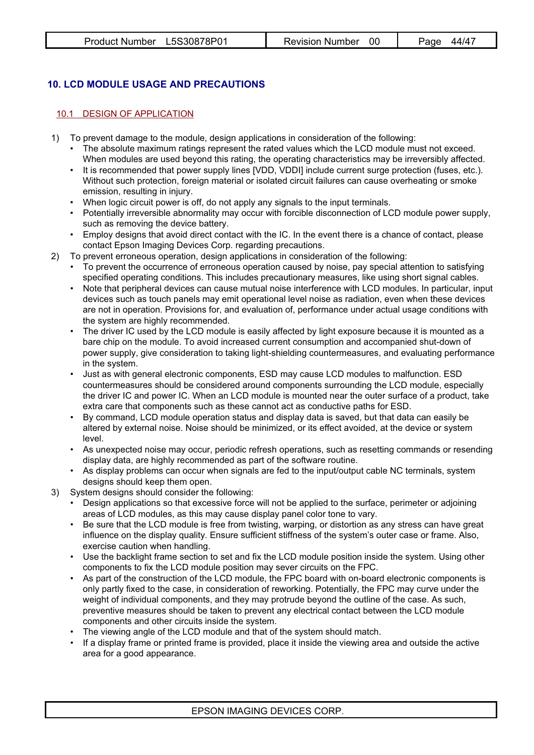## 10. LCD MODULE USAGE AND PRECAUTIONS

### 10.1 DESIGN OF APPLICATION

1) To prevent damage to the module, design applications in consideration of the following:
   - The absolute maximum ratings represent the rated values which the LCD module must not exceed. When modules are used beyond this rating, the operating characteristics may be irreversibly affected.
   - It is recommended that power supply lines [VDD, VDDI] include current surge protection (fuses, etc.). Without such protection, foreign material or isolated circuit failures can cause overheating or smoke emission, resulting in injury.
   - When logic circuit power is off, do not apply any signals to the input terminals.
   - Potentially irreversible abnormality may occur with forcible disconnection of LCD module power supply, such as removing the device battery.
   - Employ designs that avoid direct contact with the IC. In the event there is a chance of contact, please contact Epson Imaging Devices Corp. regarding precautions.
2) To prevent erroneous operation, design applications in consideration of the following:
   - To prevent the occurrence of erroneous operation caused by noise, pay special attention to satisfying specified operating conditions. This includes precautionary measures, like using short signal cables.
   - Note that peripheral devices can cause mutual noise interference with LCD modules. In particular, input devices such as touch panels may emit operational level noise as radiation, even when these devices are not in operation. Provisions for, and evaluation of, performance under actual usage conditions with the system are highly recommended.
   - The driver IC used by the LCD module is easily affected by light exposure because it is mounted as a bare chip on the module. To avoid increased current consumption and accompanied shut-down of power supply, give consideration to taking light-shielding countermeasures, and evaluating performance in the system.
   - Just as with general electronic components, ESD may cause LCD modules to malfunction. ESD countermeasures should be considered around components surrounding the LCD module, especially the driver IC and power IC. When an LCD module is mounted near the outer surface of a product, take extra care that components such as these cannot act as conductive paths for ESD.
   - By command, LCD module operation status and display data is saved, but that data can easily be altered by external noise. Noise should be minimized, or its effect avoided, at the device or system level.
   - As unexpected noise may occur, periodic refresh operations, such as resetting commands or resending display data, are highly recommended as part of the software routine.
   - As display problems can occur when signals are fed to the input/output cable NC terminals, system designs should keep them open.
3) System designs should consider the following:
   - Design applications so that excessive force will not be applied to the surface, perimeter or adjoining areas of LCD modules, as this may cause display panel color tone to vary.
   - Be sure that the LCD module is free from twisting, warping, or distortion as any stress can have great influence on the display quality. Ensure sufficient stiffness of the system's outer case or frame. Also, exercise caution when handling.
   - Use the backlight frame section to set and fix the LCD module position inside the system. Using other components to fix the LCD module position may sever circuits on the FPC.
   - As part of the construction of the LCD module, the FPC board with on-board electronic components is only partly fixed to the case, in consideration of reworking. Potentially, the FPC may curve under the weight of individual components, and they may protrude beyond the outline of the case. As such, preventive measures should be taken to prevent any electrical contact between the LCD module components and other circuits inside the system.
   - The viewing angle of the LCD module and that of the system should match.
   - If a display frame or printed frame is provided, place it inside the viewing area and outside the active area for a good appearance.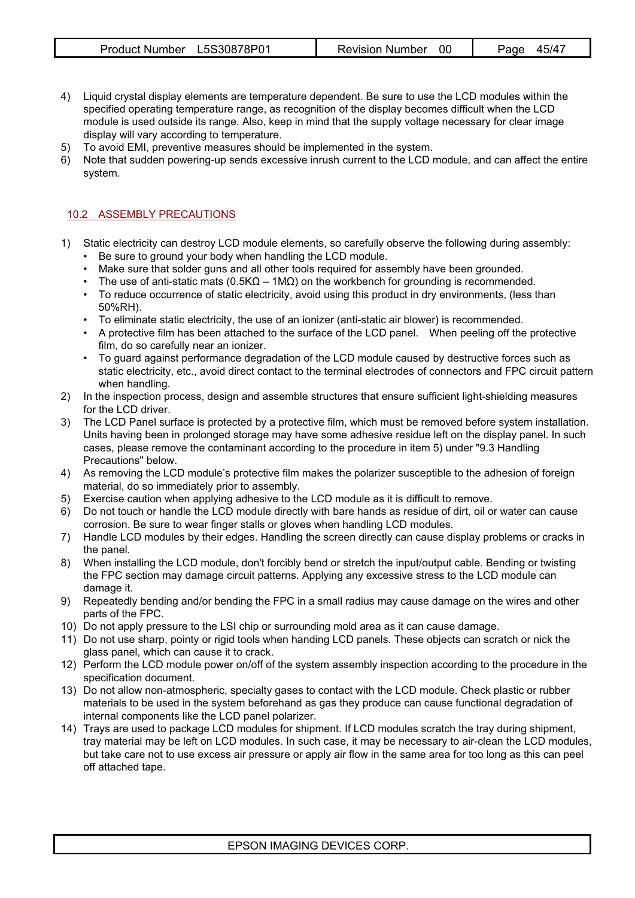4) Liquid crystal display elements are temperature dependent. Be sure to use the LCD modules within the specified operating temperature range, as recognition of the display becomes difficult when the LCD module is used outside its range. Also, keep in mind that the supply voltage necessary for clear image display will vary according to temperature.
5) To avoid EMI, preventive measures should be implemented in the system.
6) Note that sudden powering-up sends excessive inrush current to the LCD module, and can affect the entire system.

## 10.2 ASSEMBLY PRECAUTIONS

1) Static electricity can destroy LCD module elements, so carefully observe the following during assembly:
   - Be sure to ground your body when handling the LCD module.
   - Make sure that solder guns and all other tools required for assembly have been grounded.
   - The use of anti-static mats (0.5KΩ – 1MΩ) on the workbench for grounding is recommended.
   - To reduce occurrence of static electricity, avoid using this product in dry environments, (less than 50%RH).
   - To eliminate static electricity, the use of an ionizer (anti-static air blower) is recommended.
   - A protective film has been attached to the surface of the LCD panel. When peeling off the protective film, do so carefully near an ionizer.
   - To guard against performance degradation of the LCD module caused by destructive forces such as static electricity, etc., avoid direct contact to the terminal electrodes of connectors and FPC circuit pattern when handling.
2) In the inspection process, design and assemble structures that ensure sufficient light-shielding measures for the LCD driver.
3) The LCD Panel surface is protected by a protective film, which must be removed before system installation. Units having been in prolonged storage may have some adhesive residue left on the display panel. In such cases, please remove the contaminant according to the procedure in item 5) under "9.3 Handling Precautions" below.
4) As removing the LCD module's protective film makes the polarizer susceptible to the adhesion of foreign material, do so immediately prior to assembly.
5) Exercise caution when applying adhesive to the LCD module as it is difficult to remove.
6) Do not touch or handle the LCD module directly with bare hands as residue of dirt, oil or water can cause corrosion. Be sure to wear finger stalls or gloves when handling LCD modules.
7) Handle LCD modules by their edges. Handling the screen directly can cause display problems or cracks in the panel.
8) When installing the LCD module, don't forcibly bend or stretch the input/output cable. Bending or twisting the FPC section may damage circuit patterns. Applying any excessive stress to the LCD module can damage it.
9) Repeatedly bending and/or bending the FPC in a small radius may cause damage on the wires and other parts of the FPC.
10) Do not apply pressure to the LSI chip or surrounding mold area as it can cause damage.
11) Do not use sharp, pointy or rigid tools when handing LCD panels. These objects can scratch or nick the glass panel, which can cause it to crack.
12) Perform the LCD module power on/off of the system assembly inspection according to the procedure in the specification document.
13) Do not allow non-atmospheric, specialty gases to contact with the LCD module. Check plastic or rubber materials to be used in the system beforehand as gas they produce can cause functional degradation of internal components like the LCD panel polarizer.
14) Trays are used to package LCD modules for shipment. If LCD modules scratch the tray during shipment, tray material may be left on LCD modules. In such case, it may be necessary to air-clean the LCD modules, but take care not to use excess air pressure or apply air flow in the same area for too long as this can peel off attached tape.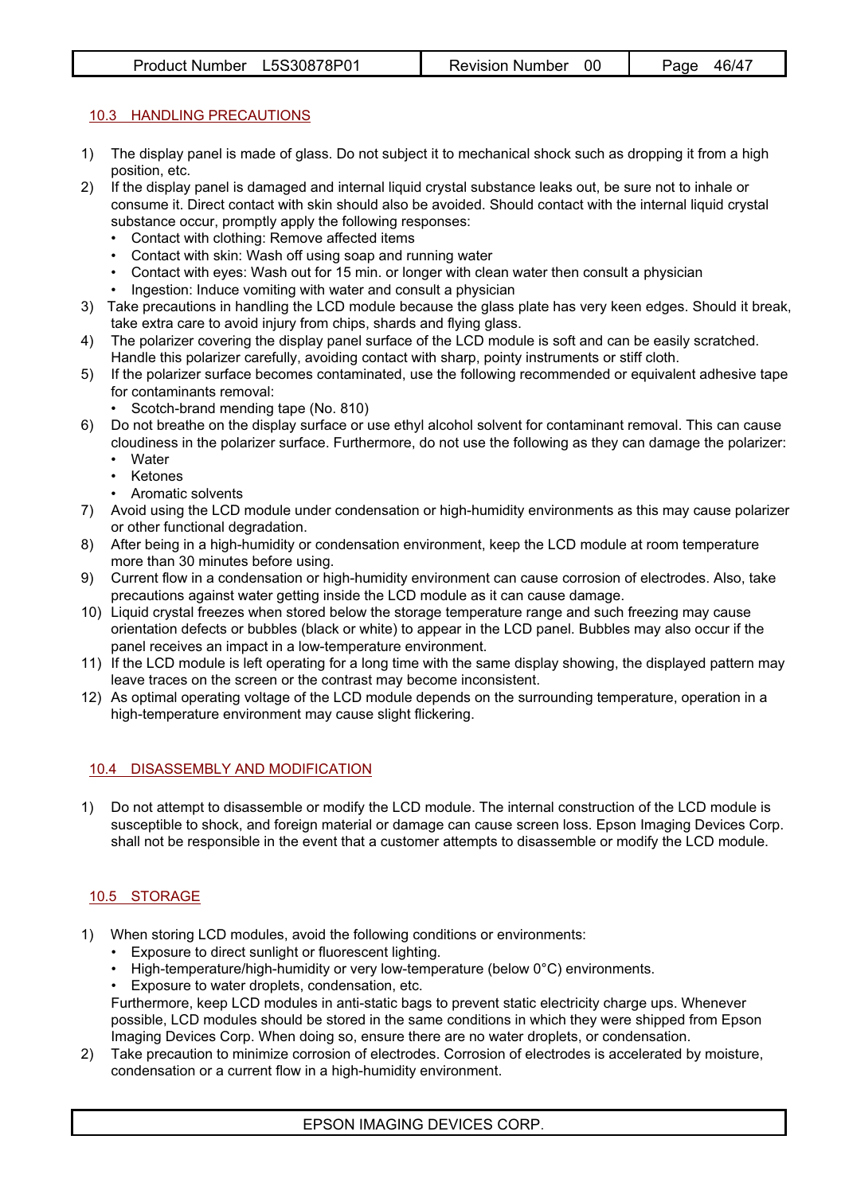## 10.3 HANDLING PRECAUTIONS

1) The display panel is made of glass. Do not subject it to mechanical shock such as dropping it from a high position, etc.
2) If the display panel is damaged and internal liquid crystal substance leaks out, be sure not to inhale or consume it. Direct contact with skin should also be avoided. Should contact with the internal liquid crystal substance occur, promptly apply the following responses:
   - Contact with clothing: Remove affected items
   - Contact with skin: Wash off using soap and running water
   - Contact with eyes: Wash out for 15 min. or longer with clean water then consult a physician
   - Ingestion: Induce vomiting with water and consult a physician
3) Take precautions in handling the LCD module because the glass plate has very keen edges. Should it break, take extra care to avoid injury from chips, shards and flying glass.
4) The polarizer covering the display panel surface of the LCD module is soft and can be easily scratched. Handle this polarizer carefully, avoiding contact with sharp, pointy instruments or stiff cloth.
5) If the polarizer surface becomes contaminated, use the following recommended or equivalent adhesive tape for contaminants removal:
   - Scotch-brand mending tape (No. 810)
6) Do not breathe on the display surface or use ethyl alcohol solvent for contaminant removal. This can cause cloudiness in the polarizer surface. Furthermore, do not use the following as they can damage the polarizer:
   - Water
   - Ketones
   - Aromatic solvents
7) Avoid using the LCD module under condensation or high-humidity environments as this may cause polarizer or other functional degradation.
8) After being in a high-humidity or condensation environment, keep the LCD module at room temperature more than 30 minutes before using.
9) Current flow in a condensation or high-humidity environment can cause corrosion of electrodes. Also, take precautions against water getting inside the LCD module as it can cause damage.
10) Liquid crystal freezes when stored below the storage temperature range and such freezing may cause orientation defects or bubbles (black or white) to appear in the LCD panel. Bubbles may also occur if the panel receives an impact in a low-temperature environment.
11) If the LCD module is left operating for a long time with the same display showing, the displayed pattern may leave traces on the screen or the contrast may become inconsistent.
12) As optimal operating voltage of the LCD module depends on the surrounding temperature, operation in a high-temperature environment may cause slight flickering.

## 10.4 DISASSEMBLY AND MODIFICATION

1) Do not attempt to disassemble or modify the LCD module. The internal construction of the LCD module is susceptible to shock, and foreign material or damage can cause screen loss. Epson Imaging Devices Corp. shall not be responsible in the event that a customer attempts to disassemble or modify the LCD module.

## 10.5 STORAGE

1) When storing LCD modules, avoid the following conditions or environments:
   - Exposure to direct sunlight or fluorescent lighting.
   - High-temperature/high-humidity or very low-temperature (below 0°C) environments.
   - Exposure to water droplets, condensation, etc.

   Furthermore, keep LCD modules in anti-static bags to prevent static electricity charge ups. Whenever possible, LCD modules should be stored in the same conditions in which they were shipped from Epson Imaging Devices Corp. When doing so, ensure there are no water droplets, or condensation.
2) Take precaution to minimize corrosion of electrodes. Corrosion of electrodes is accelerated by moisture, condensation or a current flow in a high-humidity environment.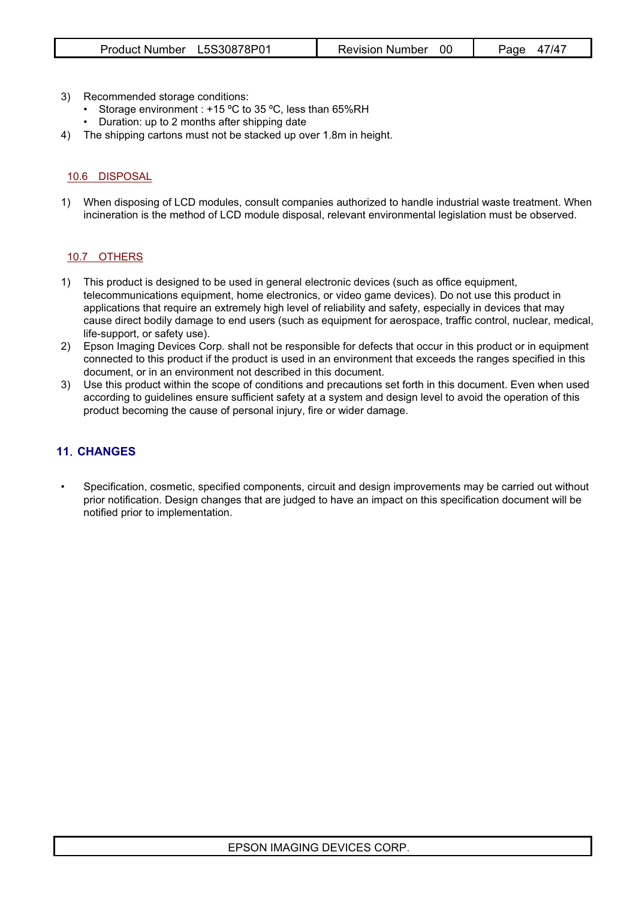3) Recommended storage conditions:
   - Storage environment : +15 ºC to 35 ºC, less than 65%RH
   - Duration: up to 2 months after shipping date
4) The shipping cartons must not be stacked up over 1.8m in height.

### 10.6 DISPOSAL

1) When disposing of LCD modules, consult companies authorized to handle industrial waste treatment. When incineration is the method of LCD module disposal, relevant environmental legislation must be observed.

### 10.7 OTHERS

1) This product is designed to be used in general electronic devices (such as office equipment, telecommunications equipment, home electronics, or video game devices). Do not use this product in applications that require an extremely high level of reliability and safety, especially in devices that may cause direct bodily damage to end users (such as equipment for aerospace, traffic control, nuclear, medical, life-support, or safety use).
2) Epson Imaging Devices Corp. shall not be responsible for defects that occur in this product or in equipment connected to this product if the product is used in an environment that exceeds the ranges specified in this document, or in an environment not described in this document.
3) Use this product within the scope of conditions and precautions set forth in this document. Even when used according to guidelines ensure sufficient safety at a system and design level to avoid the operation of this product becoming the cause of personal injury, fire or wider damage.

## 11. CHANGES

- Specification, cosmetic, specified components, circuit and design improvements may be carried out without prior notification. Design changes that are judged to have an impact on this specification document will be notified prior to implementation.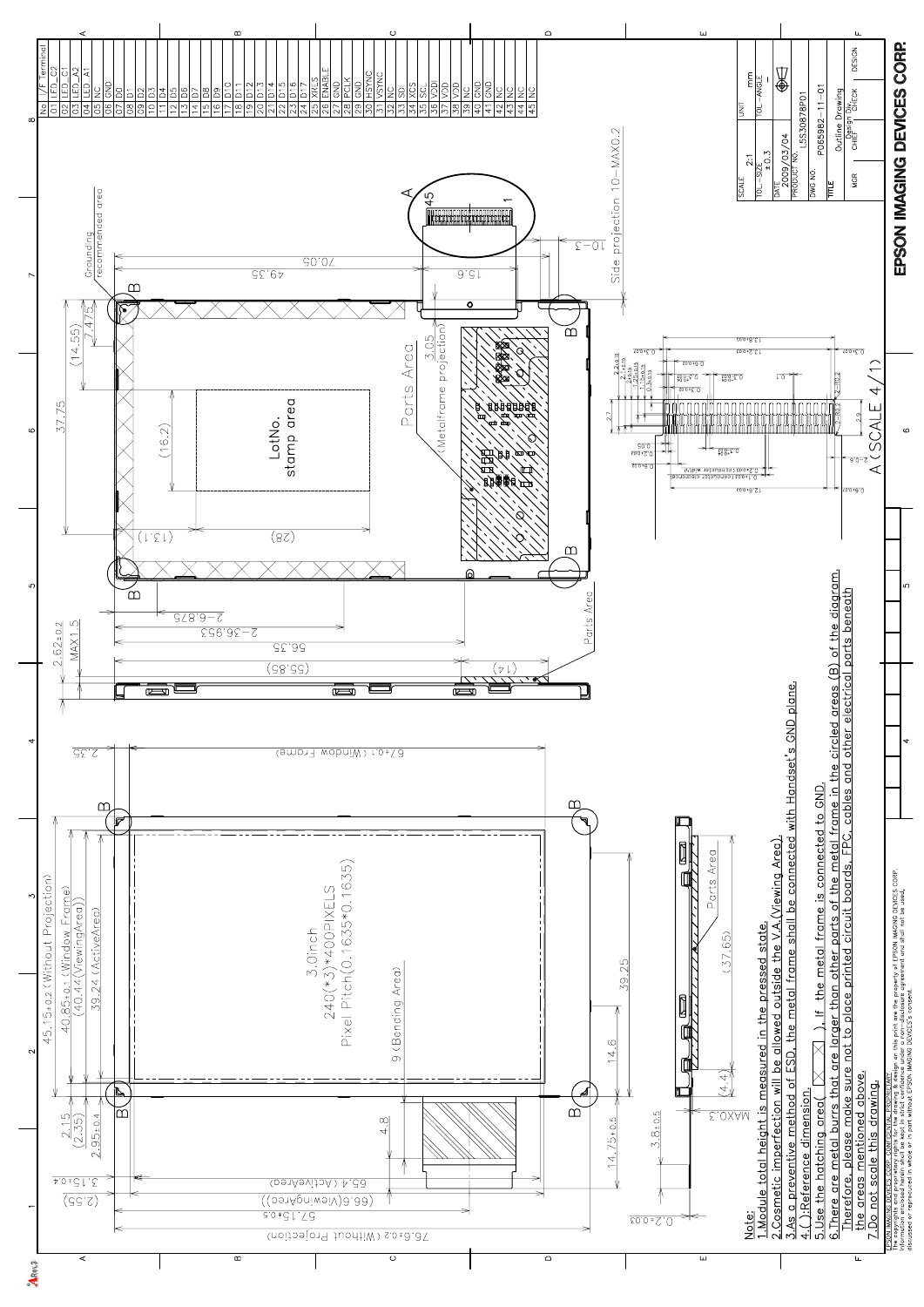| No | I/F Terminal |
| --- | --- |
| 01 | LED_C2 |
| 02 | LED_C1 |
| 03 | LED_A2 |
| 04 | LED_A1 |
| 05 | NC |
| 06 | GND |
| 07 | D0 |
| 08 | D1 |
| 09 | D2 |
| 10 | D3 |
| 11 | D4 |
| 12 | D5 |
| 13 | D6 |
| 14 | D7 |
| 15 | D8 |
| 16 | D9 |
| 17 | D10 |
| 18 | D11 |
| 19 | D12 |
| 20 | D13 |
| 21 | D14 |
| 22 | D15 |
| 23 | D16 |
| 24 | D17 |
| 25 | XRES |
| 26 | ENABLE |
| 27 | GND |
| 28 | PCLK |
| 29 | GND |
| 30 | HSYNC |
| 31 | VSYNC |
| 32 | NC |
| 33 | SDI |
| 34 | XCS |
| 35 | SCL |
| 36 | VDDI |
| 37 | VDD |
| 38 | VDD |
| 39 | NC |
| 40 | GND |
| 41 | GND |
| 42 | NC |
| 43 | NC |
| 44 | NC |
| 45 | NC |

3.0inch
240(*3)*400PIXELS
Pixel Pitch(0.1635*0.1635)

LotNo. stamp area

Parts Area (Metalframe projection)

Grounding recommended area

A (SCALE 4/1)

Side projection 10-MAX0.2

Note:

1. Module total height is measured in the pressed state.
2. Cosmetic imperfection will be allowed outside the V.A.(Viewing Area).
3. As a preventive method of ESD, the metal frame shall be connected with Handset's GND plane.
4. ( ):Reference dimension.
5. Use the hatching area( ). If the metal frame is connected to GND.
6. There are metal burrs that are larger than other parts of the metal frame in the circled areas (B) of the diagram. Therefore, please make sure not to place printed circuit boards, FPC, cables and other electrical parts beneath the areas mentioned above.
7. Do not scale this drawing.

EPSON IMAGING DEVICES CORP. CONFIDENTIAL PROPRIETARY
The copyrights and proprietary rights for the drawing & design on this print are the property of EPSON IMAGING DEVICES CORP. Information enclosed herein shall be kept in strict confidence under a non-disclosure agreement and shall not be used, disclosed or reproduced in whole or in part without EPSON IMAGING DEVICES's consent.

| | | | |
| --- | --- | --- | --- |
| SCALE | 2:1 | UNIT | mm |
| TOL_SIZE | ±0.3 | TOL_ANGLE | |
| DATE | 2009/03/04 | | |
| PRODUCT NO. | L5S30878P01 | | |
| DWG NO. | P065982-11-01 | | |
| TITLE | Outline Drawing | | |
| MGR | CHIEF | Design Div. CHECK | DESIGN |

EPSON IMAGING DEVICES CORP.